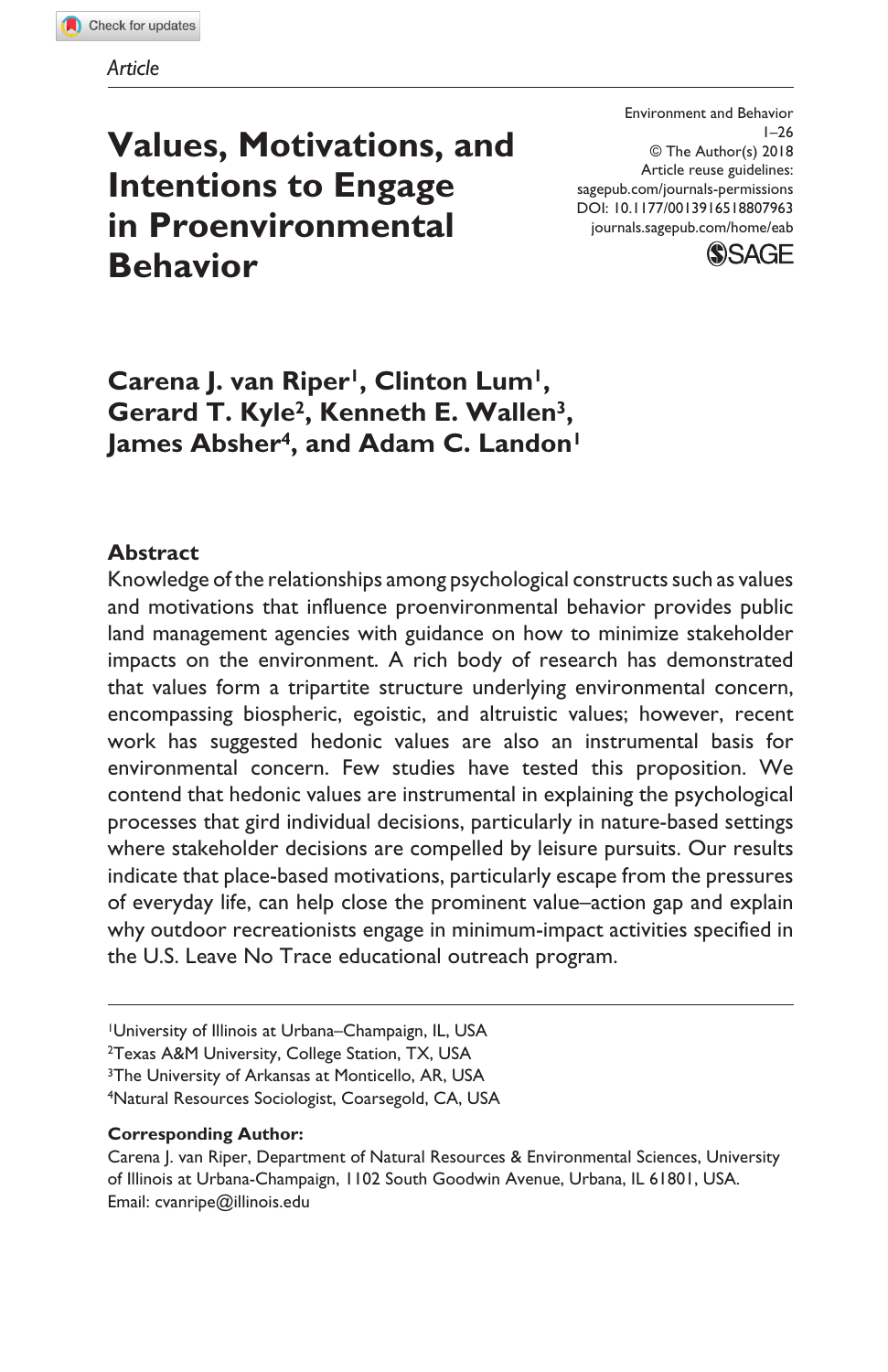*Article*

Environment and Behavior
© The Author(s) 2018
Article reuse guidelines:
sagepub.com/journals-permissions
DOI: 10.1177/0013916518807963
journals.sagepub.com/home/eab

# Values, Motivations, and Intentions to Engage in Proenvironmental Behavior

**Carena J. van Riper[1], Clinton Lum[1], Gerard T. Kyle[2], Kenneth E. Wallen[3], James Absher[4], and Adam C. Landon[1]**

## Abstract

Knowledge of the relationships among psychological constructs such as values and motivations that influence proenvironmental behavior provides public land management agencies with guidance on how to minimize stakeholder impacts on the environment. A rich body of research has demonstrated that values form a tripartite structure underlying environmental concern, encompassing biospheric, egoistic, and altruistic values; however, recent work has suggested hedonic values are also an instrumental basis for environmental concern. Few studies have tested this proposition. We contend that hedonic values are instrumental in explaining the psychological processes that gird individual decisions, particularly in nature-based settings where stakeholder decisions are compelled by leisure pursuits. Our results indicate that place-based motivations, particularly escape from the pressures of everyday life, can help close the prominent value–action gap and explain why outdoor recreationists engage in minimum-impact activities specified in the U.S. Leave No Trace educational outreach program.

[1]University of Illinois at Urbana–Champaign, IL, USA
[2]Texas A&M University, College Station, TX, USA
[3]The University of Arkansas at Monticello, AR, USA
[4]Natural Resources Sociologist, Coarsegold, CA, USA

**Corresponding Author:**
Carena J. van Riper, Department of Natural Resources & Environmental Sciences, University of Illinois at Urbana-Champaign, 1102 South Goodwin Avenue, Urbana, IL 61801, USA.
Email: cvanripe@illinois.edu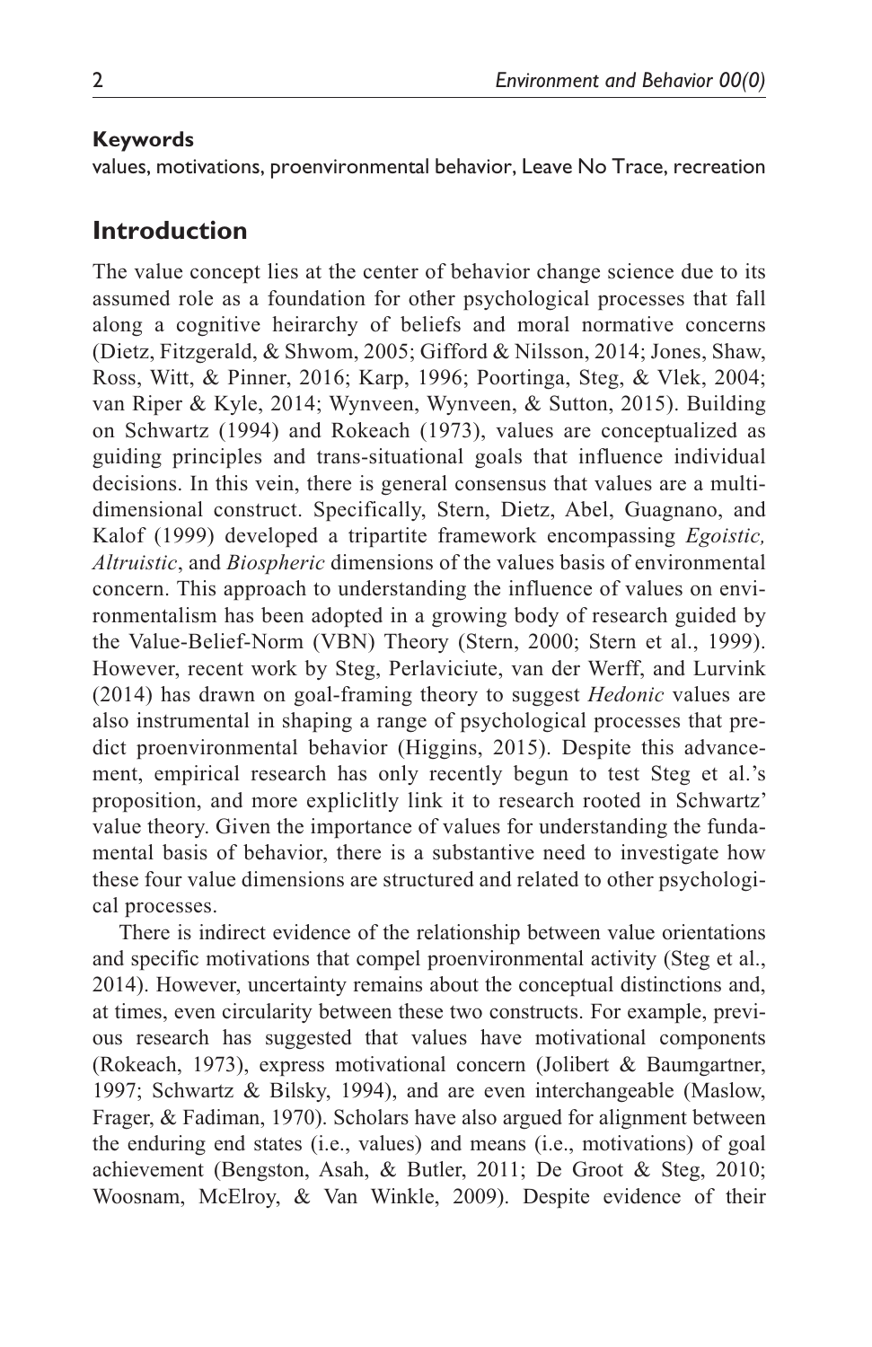**Keywords**

values, motivations, proenvironmental behavior, Leave No Trace, recreation

## Introduction

The value concept lies at the center of behavior change science due to its assumed role as a foundation for other psychological processes that fall along a cognitive heirarchy of beliefs and moral normative concerns (Dietz, Fitzgerald, & Shwom, 2005; Gifford & Nilsson, 2014; Jones, Shaw, Ross, Witt, & Pinner, 2016; Karp, 1996; Poortinga, Steg, & Vlek, 2004; van Riper & Kyle, 2014; Wynveen, Wynveen, & Sutton, 2015). Building on Schwartz (1994) and Rokeach (1973), values are conceptualized as guiding principles and trans-situational goals that influence individual decisions. In this vein, there is general consensus that values are a multi-dimensional construct. Specifically, Stern, Dietz, Abel, Guagnano, and Kalof (1999) developed a tripartite framework encompassing *Egoistic, Altruistic*, and *Biospheric* dimensions of the values basis of environmental concern. This approach to understanding the influence of values on environmentalism has been adopted in a growing body of research guided by the Value-Belief-Norm (VBN) Theory (Stern, 2000; Stern et al., 1999). However, recent work by Steg, Perlaviciute, van der Werff, and Lurvink (2014) has drawn on goal-framing theory to suggest *Hedonic* values are also instrumental in shaping a range of psychological processes that predict proenvironmental behavior (Higgins, 2015). Despite this advancement, empirical research has only recently begun to test Steg et al.'s proposition, and more expliclitly link it to research rooted in Schwartz' value theory. Given the importance of values for understanding the fundamental basis of behavior, there is a substantive need to investigate how these four value dimensions are structured and related to other psychological processes.

There is indirect evidence of the relationship between value orientations and specific motivations that compel proenvironmental activity (Steg et al., 2014). However, uncertainty remains about the conceptual distinctions and, at times, even circularity between these two constructs. For example, previous research has suggested that values have motivational components (Rokeach, 1973), express motivational concern (Jolibert & Baumgartner, 1997; Schwartz & Bilsky, 1994), and are even interchangeable (Maslow, Frager, & Fadiman, 1970). Scholars have also argued for alignment between the enduring end states (i.e., values) and means (i.e., motivations) of goal achievement (Bengston, Asah, & Butler, 2011; De Groot & Steg, 2010; Woosnam, McElroy, & Van Winkle, 2009). Despite evidence of their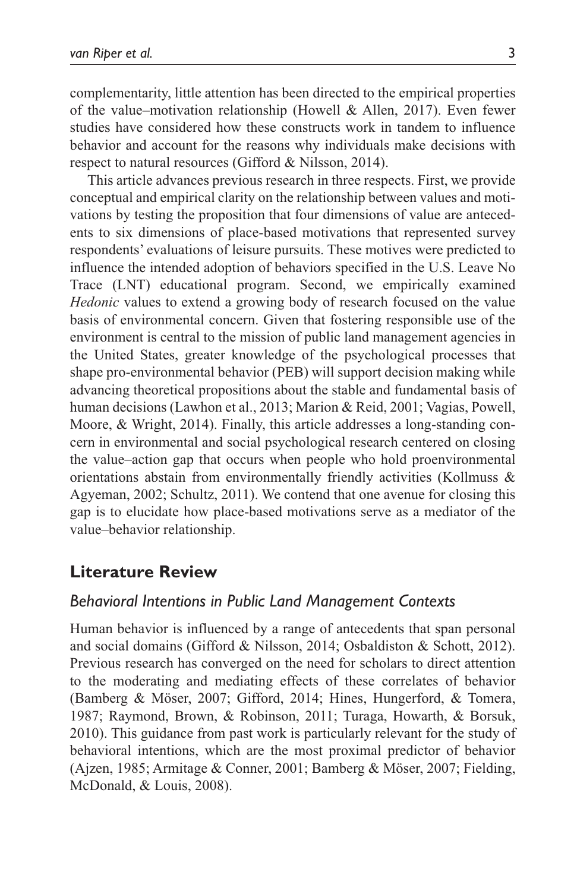complementarity, little attention has been directed to the empirical properties of the value–motivation relationship (Howell & Allen, 2017). Even fewer studies have considered how these constructs work in tandem to influence behavior and account for the reasons why individuals make decisions with respect to natural resources (Gifford & Nilsson, 2014).

This article advances previous research in three respects. First, we provide conceptual and empirical clarity on the relationship between values and motivations by testing the proposition that four dimensions of value are antecedents to six dimensions of place-based motivations that represented survey respondents' evaluations of leisure pursuits. These motives were predicted to influence the intended adoption of behaviors specified in the U.S. Leave No Trace (LNT) educational program. Second, we empirically examined *Hedonic* values to extend a growing body of research focused on the value basis of environmental concern. Given that fostering responsible use of the environment is central to the mission of public land management agencies in the United States, greater knowledge of the psychological processes that shape pro-environmental behavior (PEB) will support decision making while advancing theoretical propositions about the stable and fundamental basis of human decisions (Lawhon et al., 2013; Marion & Reid, 2001; Vagias, Powell, Moore, & Wright, 2014). Finally, this article addresses a long-standing concern in environmental and social psychological research centered on closing the value–action gap that occurs when people who hold proenvironmental orientations abstain from environmentally friendly activities (Kollmuss & Agyeman, 2002; Schultz, 2011). We contend that one avenue for closing this gap is to elucidate how place-based motivations serve as a mediator of the value–behavior relationship.

## Literature Review

### *Behavioral Intentions in Public Land Management Contexts*

Human behavior is influenced by a range of antecedents that span personal and social domains (Gifford & Nilsson, 2014; Osbaldiston & Schott, 2012). Previous research has converged on the need for scholars to direct attention to the moderating and mediating effects of these correlates of behavior (Bamberg & Möser, 2007; Gifford, 2014; Hines, Hungerford, & Tomera, 1987; Raymond, Brown, & Robinson, 2011; Turaga, Howarth, & Borsuk, 2010). This guidance from past work is particularly relevant for the study of behavioral intentions, which are the most proximal predictor of behavior (Ajzen, 1985; Armitage & Conner, 2001; Bamberg & Möser, 2007; Fielding, McDonald, & Louis, 2008).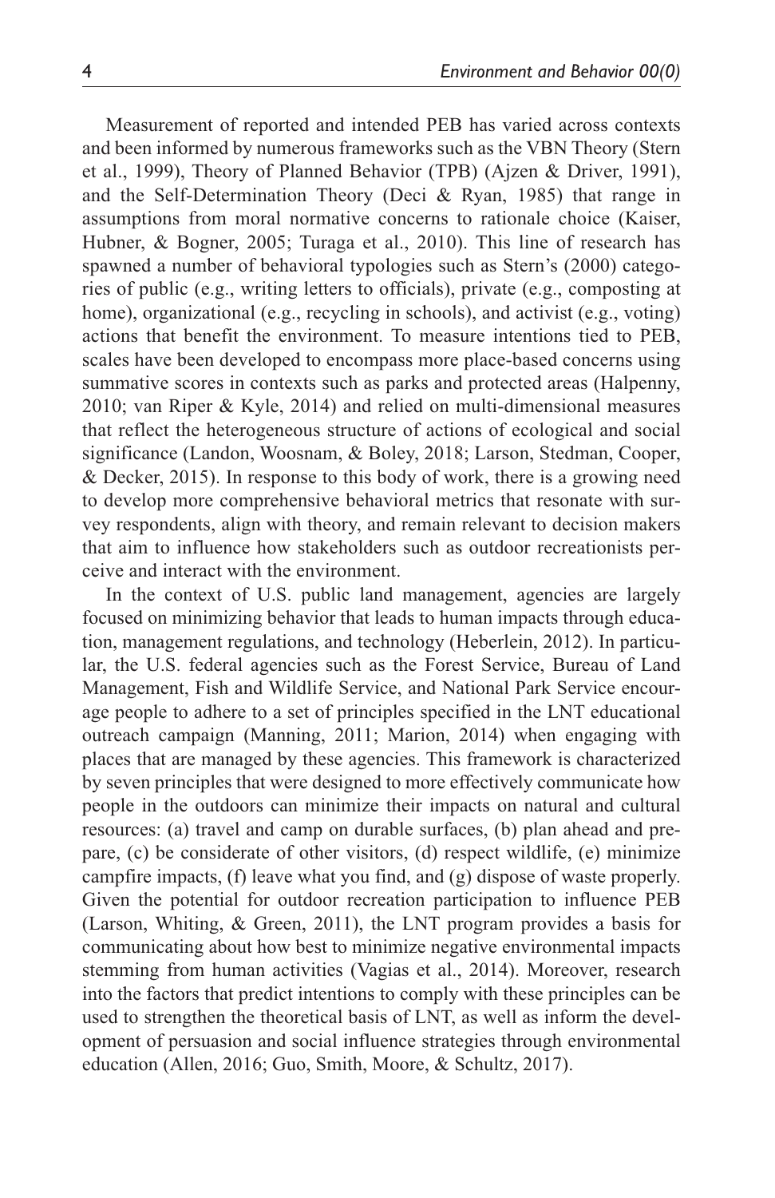Measurement of reported and intended PEB has varied across contexts and been informed by numerous frameworks such as the VBN Theory (Stern et al., 1999), Theory of Planned Behavior (TPB) (Ajzen & Driver, 1991), and the Self-Determination Theory (Deci & Ryan, 1985) that range in assumptions from moral normative concerns to rationale choice (Kaiser, Hubner, & Bogner, 2005; Turaga et al., 2010). This line of research has spawned a number of behavioral typologies such as Stern's (2000) categories of public (e.g., writing letters to officials), private (e.g., composting at home), organizational (e.g., recycling in schools), and activist (e.g., voting) actions that benefit the environment. To measure intentions tied to PEB, scales have been developed to encompass more place-based concerns using summative scores in contexts such as parks and protected areas (Halpenny, 2010; van Riper & Kyle, 2014) and relied on multi-dimensional measures that reflect the heterogeneous structure of actions of ecological and social significance (Landon, Woosnam, & Boley, 2018; Larson, Stedman, Cooper, & Decker, 2015). In response to this body of work, there is a growing need to develop more comprehensive behavioral metrics that resonate with survey respondents, align with theory, and remain relevant to decision makers that aim to influence how stakeholders such as outdoor recreationists perceive and interact with the environment.

In the context of U.S. public land management, agencies are largely focused on minimizing behavior that leads to human impacts through education, management regulations, and technology (Heberlein, 2012). In particular, the U.S. federal agencies such as the Forest Service, Bureau of Land Management, Fish and Wildlife Service, and National Park Service encourage people to adhere to a set of principles specified in the LNT educational outreach campaign (Manning, 2011; Marion, 2014) when engaging with places that are managed by these agencies. This framework is characterized by seven principles that were designed to more effectively communicate how people in the outdoors can minimize their impacts on natural and cultural resources: (a) travel and camp on durable surfaces, (b) plan ahead and prepare, (c) be considerate of other visitors, (d) respect wildlife, (e) minimize campfire impacts, (f) leave what you find, and (g) dispose of waste properly. Given the potential for outdoor recreation participation to influence PEB (Larson, Whiting, & Green, 2011), the LNT program provides a basis for communicating about how best to minimize negative environmental impacts stemming from human activities (Vagias et al., 2014). Moreover, research into the factors that predict intentions to comply with these principles can be used to strengthen the theoretical basis of LNT, as well as inform the development of persuasion and social influence strategies through environmental education (Allen, 2016; Guo, Smith, Moore, & Schultz, 2017).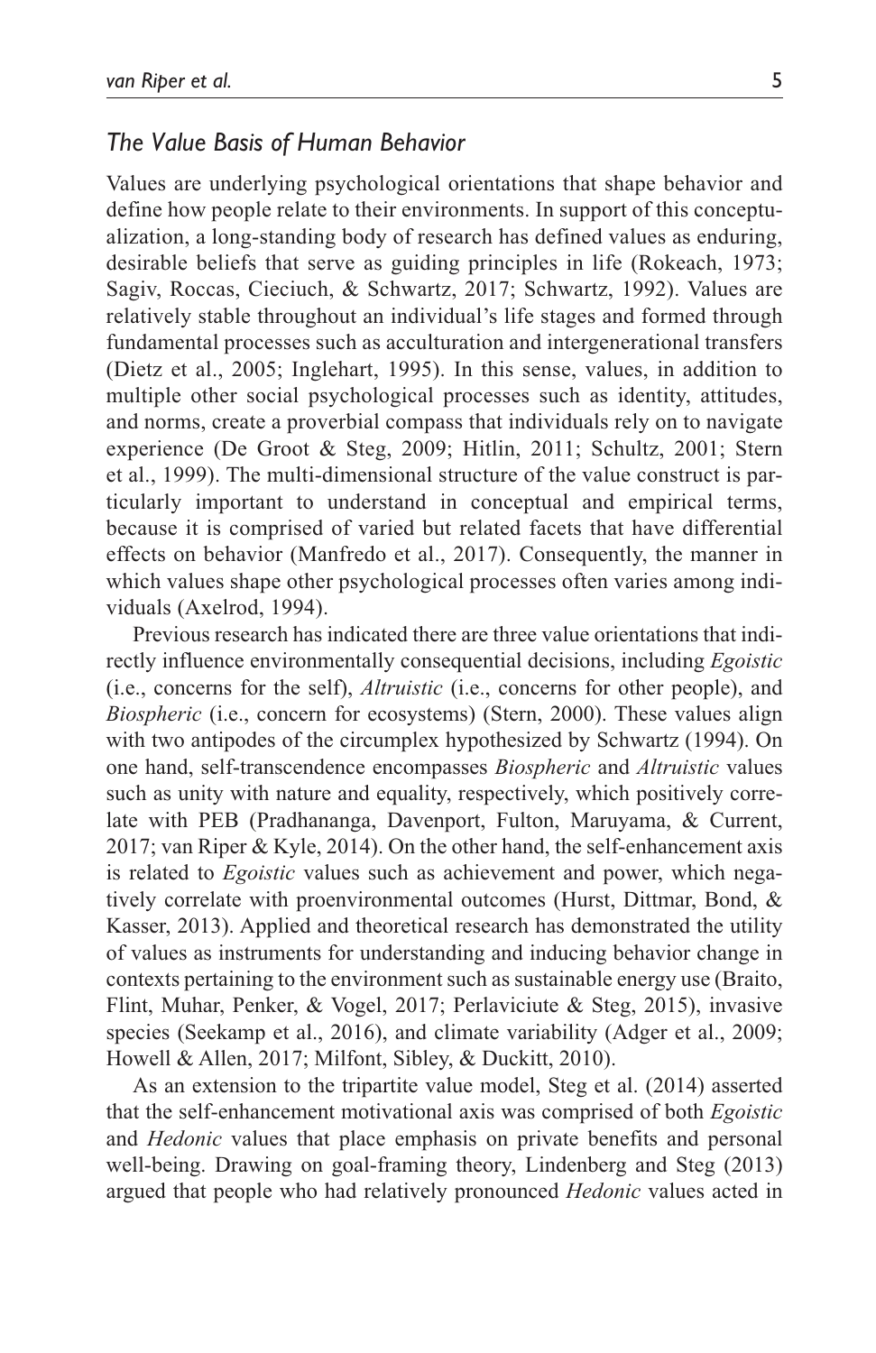### *The Value Basis of Human Behavior*

Values are underlying psychological orientations that shape behavior and define how people relate to their environments. In support of this conceptualization, a long-standing body of research has defined values as enduring, desirable beliefs that serve as guiding principles in life (Rokeach, 1973; Sagiv, Roccas, Cieciuch, & Schwartz, 2017; Schwartz, 1992). Values are relatively stable throughout an individual's life stages and formed through fundamental processes such as acculturation and intergenerational transfers (Dietz et al., 2005; Inglehart, 1995). In this sense, values, in addition to multiple other social psychological processes such as identity, attitudes, and norms, create a proverbial compass that individuals rely on to navigate experience (De Groot & Steg, 2009; Hitlin, 2011; Schultz, 2001; Stern et al., 1999). The multi-dimensional structure of the value construct is particularly important to understand in conceptual and empirical terms, because it is comprised of varied but related facets that have differential effects on behavior (Manfredo et al., 2017). Consequently, the manner in which values shape other psychological processes often varies among individuals (Axelrod, 1994).

Previous research has indicated there are three value orientations that indirectly influence environmentally consequential decisions, including *Egoistic* (i.e., concerns for the self), *Altruistic* (i.e., concerns for other people), and *Biospheric* (i.e., concern for ecosystems) (Stern, 2000). These values align with two antipodes of the circumplex hypothesized by Schwartz (1994). On one hand, self-transcendence encompasses *Biospheric* and *Altruistic* values such as unity with nature and equality, respectively, which positively correlate with PEB (Pradhananga, Davenport, Fulton, Maruyama, & Current, 2017; van Riper & Kyle, 2014). On the other hand, the self-enhancement axis is related to *Egoistic* values such as achievement and power, which negatively correlate with proenvironmental outcomes (Hurst, Dittmar, Bond, & Kasser, 2013). Applied and theoretical research has demonstrated the utility of values as instruments for understanding and inducing behavior change in contexts pertaining to the environment such as sustainable energy use (Braito, Flint, Muhar, Penker, & Vogel, 2017; Perlaviciute & Steg, 2015), invasive species (Seekamp et al., 2016), and climate variability (Adger et al., 2009; Howell & Allen, 2017; Milfont, Sibley, & Duckitt, 2010).

As an extension to the tripartite value model, Steg et al. (2014) asserted that the self-enhancement motivational axis was comprised of both *Egoistic* and *Hedonic* values that place emphasis on private benefits and personal well-being. Drawing on goal-framing theory, Lindenberg and Steg (2013) argued that people who had relatively pronounced *Hedonic* values acted in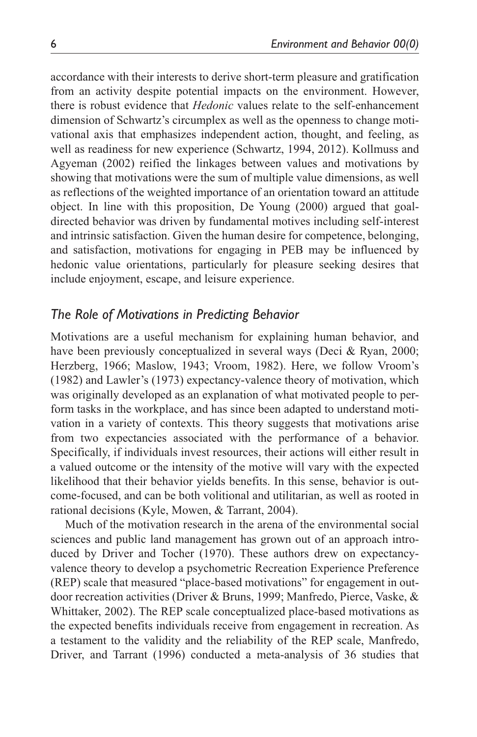accordance with their interests to derive short-term pleasure and gratification from an activity despite potential impacts on the environment. However, there is robust evidence that *Hedonic* values relate to the self-enhancement dimension of Schwartz's circumplex as well as the openness to change motivational axis that emphasizes independent action, thought, and feeling, as well as readiness for new experience (Schwartz, 1994, 2012). Kollmuss and Agyeman (2002) reified the linkages between values and motivations by showing that motivations were the sum of multiple value dimensions, as well as reflections of the weighted importance of an orientation toward an attitude object. In line with this proposition, De Young (2000) argued that goal-directed behavior was driven by fundamental motives including self-interest and intrinsic satisfaction. Given the human desire for competence, belonging, and satisfaction, motivations for engaging in PEB may be influenced by hedonic value orientations, particularly for pleasure seeking desires that include enjoyment, escape, and leisure experience.

## *The Role of Motivations in Predicting Behavior*

Motivations are a useful mechanism for explaining human behavior, and have been previously conceptualized in several ways (Deci & Ryan, 2000; Herzberg, 1966; Maslow, 1943; Vroom, 1982). Here, we follow Vroom's (1982) and Lawler's (1973) expectancy-valence theory of motivation, which was originally developed as an explanation of what motivated people to perform tasks in the workplace, and has since been adapted to understand motivation in a variety of contexts. This theory suggests that motivations arise from two expectancies associated with the performance of a behavior. Specifically, if individuals invest resources, their actions will either result in a valued outcome or the intensity of the motive will vary with the expected likelihood that their behavior yields benefits. In this sense, behavior is outcome-focused, and can be both volitional and utilitarian, as well as rooted in rational decisions (Kyle, Mowen, & Tarrant, 2004).

Much of the motivation research in the arena of the environmental social sciences and public land management has grown out of an approach introduced by Driver and Tocher (1970). These authors drew on expectancy-valence theory to develop a psychometric Recreation Experience Preference (REP) scale that measured "place-based motivations" for engagement in outdoor recreation activities (Driver & Bruns, 1999; Manfredo, Pierce, Vaske, & Whittaker, 2002). The REP scale conceptualized place-based motivations as the expected benefits individuals receive from engagement in recreation. As a testament to the validity and the reliability of the REP scale, Manfredo, Driver, and Tarrant (1996) conducted a meta-analysis of 36 studies that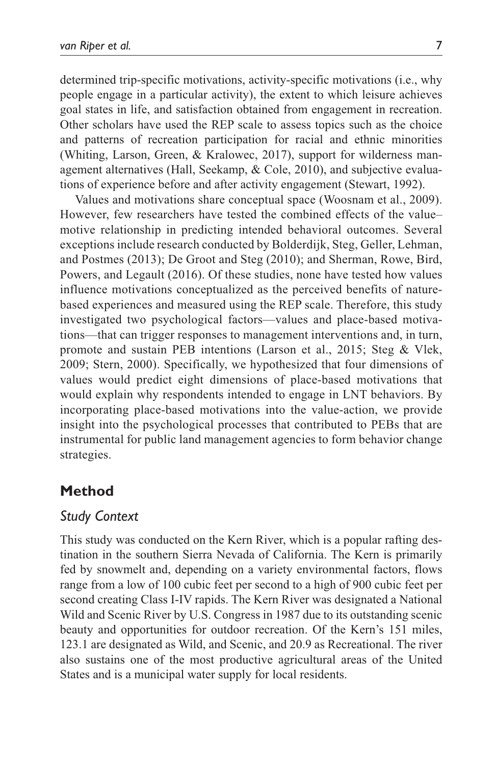determined trip-specific motivations, activity-specific motivations (i.e., why people engage in a particular activity), the extent to which leisure achieves goal states in life, and satisfaction obtained from engagement in recreation. Other scholars have used the REP scale to assess topics such as the choice and patterns of recreation participation for racial and ethnic minorities (Whiting, Larson, Green, & Kralowec, 2017), support for wilderness management alternatives (Hall, Seekamp, & Cole, 2010), and subjective evaluations of experience before and after activity engagement (Stewart, 1992).

Values and motivations share conceptual space (Woosnam et al., 2009). However, few researchers have tested the combined effects of the value–motive relationship in predicting intended behavioral outcomes. Several exceptions include research conducted by Bolderdijk, Steg, Geller, Lehman, and Postmes (2013); De Groot and Steg (2010); and Sherman, Rowe, Bird, Powers, and Legault (2016). Of these studies, none have tested how values influence motivations conceptualized as the perceived benefits of nature-based experiences and measured using the REP scale. Therefore, this study investigated two psychological factors—values and place-based motivations—that can trigger responses to management interventions and, in turn, promote and sustain PEB intentions (Larson et al., 2015; Steg & Vlek, 2009; Stern, 2000). Specifically, we hypothesized that four dimensions of values would predict eight dimensions of place-based motivations that would explain why respondents intended to engage in LNT behaviors. By incorporating place-based motivations into the value-action, we provide insight into the psychological processes that contributed to PEBs that are instrumental for public land management agencies to form behavior change strategies.

## Method

### *Study Context*

This study was conducted on the Kern River, which is a popular rafting destination in the southern Sierra Nevada of California. The Kern is primarily fed by snowmelt and, depending on a variety environmental factors, flows range from a low of 100 cubic feet per second to a high of 900 cubic feet per second creating Class I-IV rapids. The Kern River was designated a National Wild and Scenic River by U.S. Congress in 1987 due to its outstanding scenic beauty and opportunities for outdoor recreation. Of the Kern's 151 miles, 123.1 are designated as Wild, and Scenic, and 20.9 as Recreational. The river also sustains one of the most productive agricultural areas of the United States and is a municipal water supply for local residents.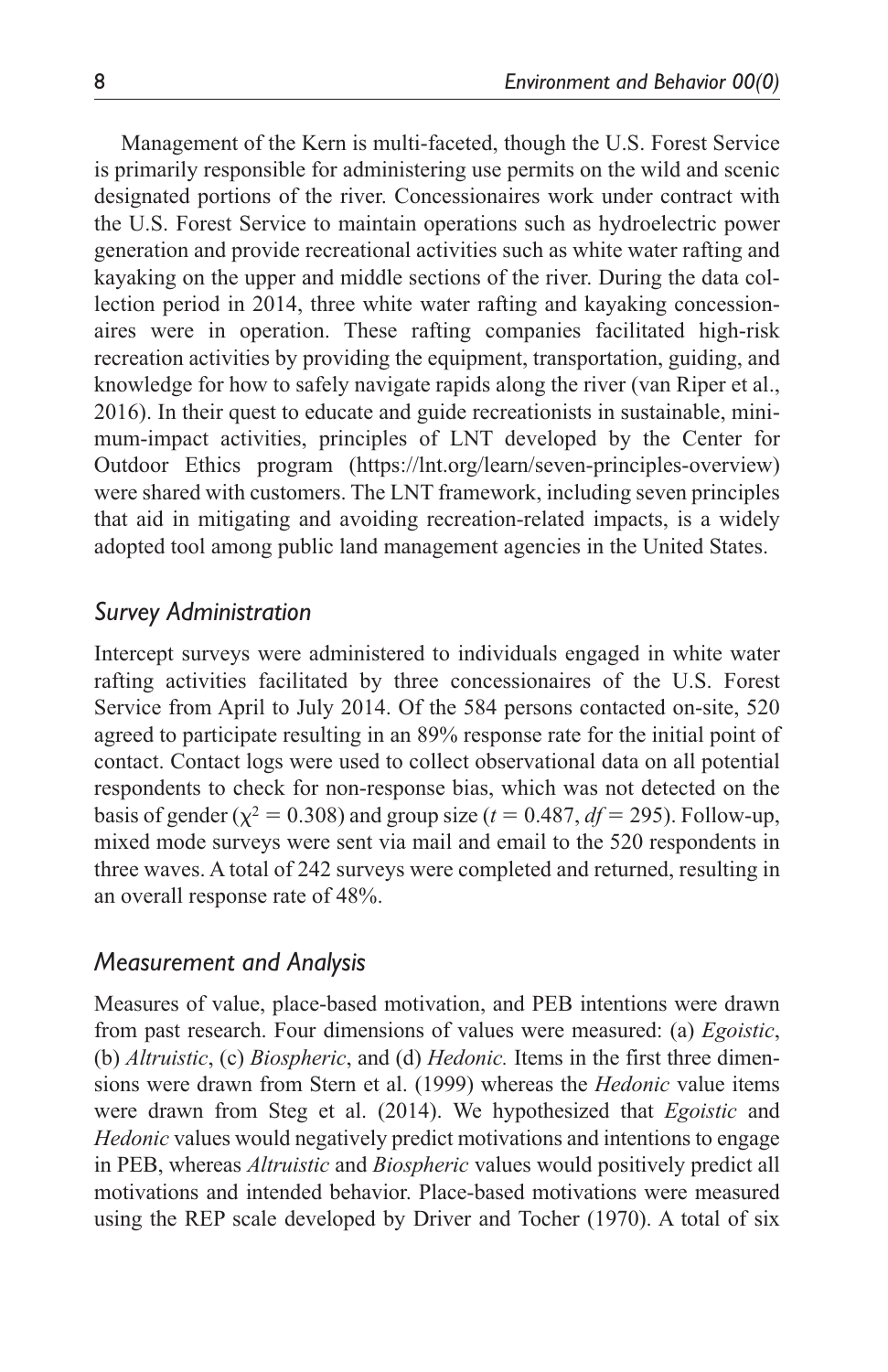Management of the Kern is multi-faceted, though the U.S. Forest Service is primarily responsible for administering use permits on the wild and scenic designated portions of the river. Concessionaires work under contract with the U.S. Forest Service to maintain operations such as hydroelectric power generation and provide recreational activities such as white water rafting and kayaking on the upper and middle sections of the river. During the data collection period in 2014, three white water rafting and kayaking concessionaires were in operation. These rafting companies facilitated high-risk recreation activities by providing the equipment, transportation, guiding, and knowledge for how to safely navigate rapids along the river (van Riper et al., 2016). In their quest to educate and guide recreationists in sustainable, minimum-impact activities, principles of LNT developed by the Center for Outdoor Ethics program (https://lnt.org/learn/seven-principles-overview) were shared with customers. The LNT framework, including seven principles that aid in mitigating and avoiding recreation-related impacts, is a widely adopted tool among public land management agencies in the United States.

### *Survey Administration*

Intercept surveys were administered to individuals engaged in white water rafting activities facilitated by three concessionaires of the U.S. Forest Service from April to July 2014. Of the 584 persons contacted on-site, 520 agreed to participate resulting in an 89% response rate for the initial point of contact. Contact logs were used to collect observational data on all potential respondents to check for non-response bias, which was not detected on the basis of gender ($\chi^2 = 0.308$) and group size ($t = 0.487$, $df = 295$). Follow-up, mixed mode surveys were sent via mail and email to the 520 respondents in three waves. A total of 242 surveys were completed and returned, resulting in an overall response rate of 48%.

### *Measurement and Analysis*

Measures of value, place-based motivation, and PEB intentions were drawn from past research. Four dimensions of values were measured: (a) *Egoistic*, (b) *Altruistic*, (c) *Biospheric*, and (d) *Hedonic.* Items in the first three dimensions were drawn from Stern et al. (1999) whereas the *Hedonic* value items were drawn from Steg et al. (2014). We hypothesized that *Egoistic* and *Hedonic* values would negatively predict motivations and intentions to engage in PEB, whereas *Altruistic* and *Biospheric* values would positively predict all motivations and intended behavior. Place-based motivations were measured using the REP scale developed by Driver and Tocher (1970). A total of six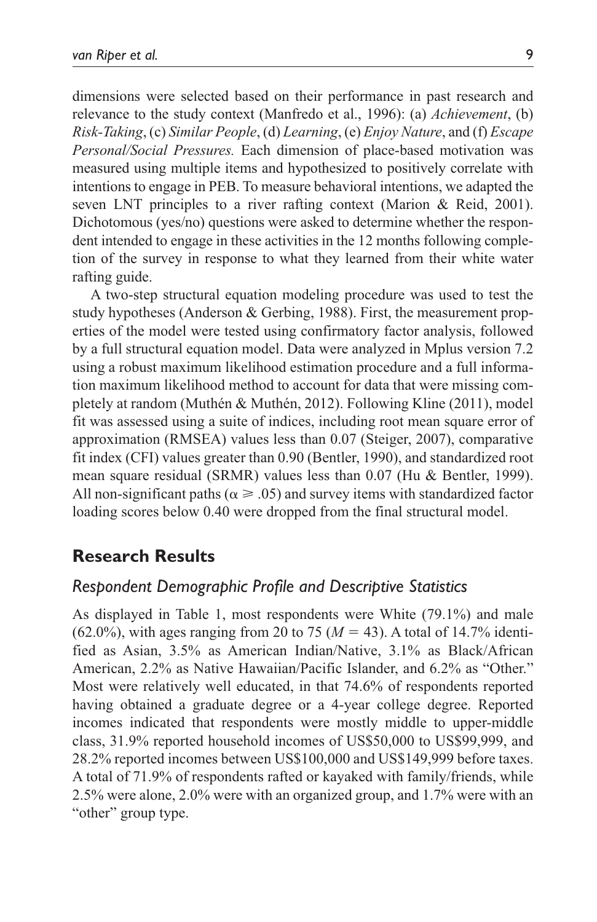dimensions were selected based on their performance in past research and relevance to the study context (Manfredo et al., 1996): (a) *Achievement*, (b) *Risk-Taking*, (c) *Similar People*, (d) *Learning*, (e) *Enjoy Nature*, and (f) *Escape Personal/Social Pressures.* Each dimension of place-based motivation was measured using multiple items and hypothesized to positively correlate with intentions to engage in PEB. To measure behavioral intentions, we adapted the seven LNT principles to a river rafting context (Marion & Reid, 2001). Dichotomous (yes/no) questions were asked to determine whether the respondent intended to engage in these activities in the 12 months following completion of the survey in response to what they learned from their white water rafting guide.

A two-step structural equation modeling procedure was used to test the study hypotheses (Anderson & Gerbing, 1988). First, the measurement properties of the model were tested using confirmatory factor analysis, followed by a full structural equation model. Data were analyzed in Mplus version 7.2 using a robust maximum likelihood estimation procedure and a full information maximum likelihood method to account for data that were missing completely at random (Muthén & Muthén, 2012). Following Kline (2011), model fit was assessed using a suite of indices, including root mean square error of approximation (RMSEA) values less than 0.07 (Steiger, 2007), comparative fit index (CFI) values greater than 0.90 (Bentler, 1990), and standardized root mean square residual (SRMR) values less than 0.07 (Hu & Bentler, 1999). All non-significant paths ($\alpha \geqslant .05$) and survey items with standardized factor loading scores below 0.40 were dropped from the final structural model.

## Research Results

### *Respondent Demographic Profile and Descriptive Statistics*

As displayed in Table 1, most respondents were White (79.1%) and male (62.0%), with ages ranging from 20 to 75 ($M = 43$). A total of 14.7% identified as Asian, 3.5% as American Indian/Native, 3.1% as Black/African American, 2.2% as Native Hawaiian/Pacific Islander, and 6.2% as "Other." Most were relatively well educated, in that 74.6% of respondents reported having obtained a graduate degree or a 4-year college degree. Reported incomes indicated that respondents were mostly middle to upper-middle class, 31.9% reported household incomes of US$50,000 to US$99,999, and 28.2% reported incomes between US$100,000 and US$149,999 before taxes. A total of 71.9% of respondents rafted or kayaked with family/friends, while 2.5% were alone, 2.0% were with an organized group, and 1.7% were with an "other" group type.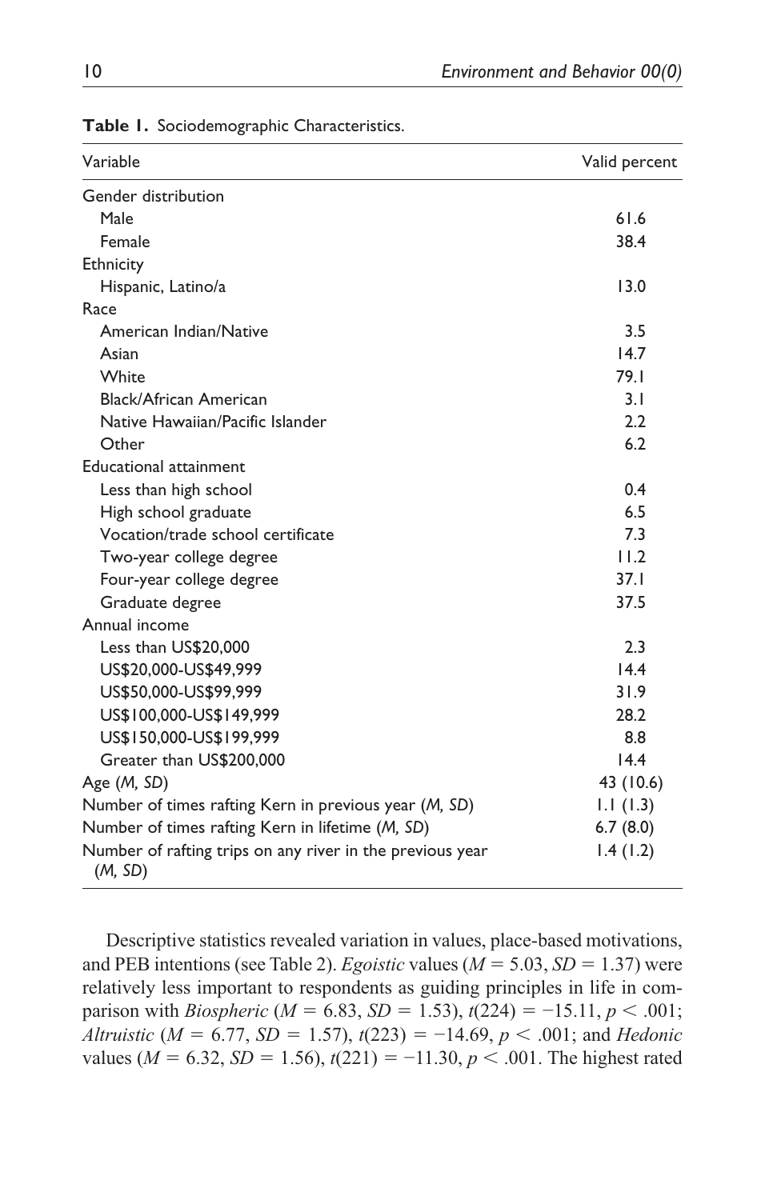**Table 1.** Sociodemographic Characteristics.

| Variable | Valid percent |
|---|---|
| Gender distribution | |
| Male | 61.6 |
| Female | 38.4 |
| Ethnicity | |
| Hispanic, Latino/a | 13.0 |
| Race | |
| American Indian/Native | 3.5 |
| Asian | 14.7 |
| White | 79.1 |
| Black/African American | 3.1 |
| Native Hawaiian/Pacific Islander | 2.2 |
| Other | 6.2 |
| Educational attainment | |
| Less than high school | 0.4 |
| High school graduate | 6.5 |
| Vocation/trade school certificate | 7.3 |
| Two-year college degree | 11.2 |
| Four-year college degree | 37.1 |
| Graduate degree | 37.5 |
| Annual income | |
| Less than US$20,000 | 2.3 |
| US$20,000-US$49,999 | 14.4 |
| US$50,000-US$99,999 | 31.9 |
| US$100,000-US$149,999 | 28.2 |
| US$150,000-US$199,999 | 8.8 |
| Greater than US$200,000 | 14.4 |
| Age (*M, SD*) | 43 (10.6) |
| Number of times rafting Kern in previous year (*M, SD*) | 1.1 (1.3) |
| Number of times rafting Kern in lifetime (*M, SD*) | 6.7 (8.0) |
| Number of rafting trips on any river in the previous year (*M, SD*) | 1.4 (1.2) |

Descriptive statistics revealed variation in values, place-based motivations, and PEB intentions (see Table 2). *Egoistic* values ($M = 5.03$, $SD = 1.37$) were relatively less important to respondents as guiding principles in life in comparison with *Biospheric* ($M = 6.83$, $SD = 1.53$), $t(224) = -15.11$, $p < .001$; *Altruistic* ($M = 6.77$, $SD = 1.57$), $t(223) = -14.69$, $p < .001$; and *Hedonic* values ($M = 6.32$, $SD = 1.56$), $t(221) = -11.30$, $p < .001$. The highest rated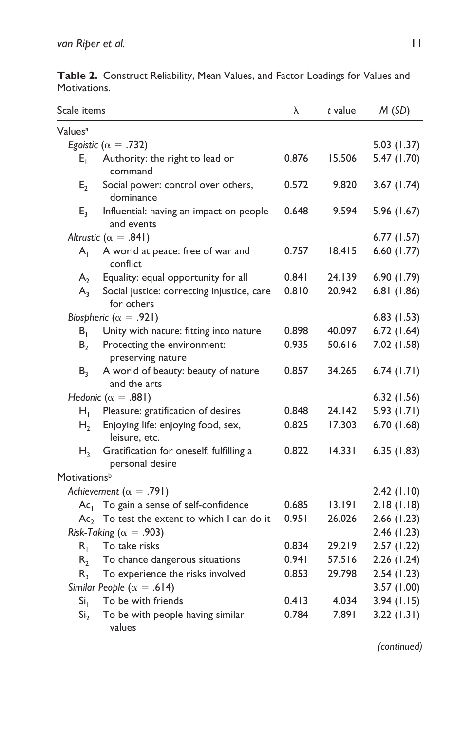**Table 2.** Construct Reliability, Mean Values, and Factor Loadings for Values and Motivations.

| Scale items | | λ | *t* value | *M* (*SD*) |
|---|---|---|---|---|
| Values[a] | | | | |
| *Egoistic* ($\alpha$ = .732) | | | | 5.03 (1.37) |
| $E_1$ | Authority: the right to lead or command | 0.876 | 15.506 | 5.47 (1.70) |
| $E_2$ | Social power: control over others, dominance | 0.572 | 9.820 | 3.67 (1.74) |
| $E_3$ | Influential: having an impact on people and events | 0.648 | 9.594 | 5.96 (1.67) |
| *Altrustic* ($\alpha$ = .841) | | | | 6.77 (1.57) |
| $A_1$ | A world at peace: free of war and conflict | 0.757 | 18.415 | 6.60 (1.77) |
| $A_2$ | Equality: equal opportunity for all | 0.841 | 24.139 | 6.90 (1.79) |
| $A_3$ | Social justice: correcting injustice, care for others | 0.810 | 20.942 | 6.81 (1.86) |
| *Biospheric* ($\alpha$ = .921) | | | | 6.83 (1.53) |
| $B_1$ | Unity with nature: fitting into nature | 0.898 | 40.097 | 6.72 (1.64) |
| $B_2$ | Protecting the environment: preserving nature | 0.935 | 50.616 | 7.02 (1.58) |
| $B_3$ | A world of beauty: beauty of nature and the arts | 0.857 | 34.265 | 6.74 (1.71) |
| *Hedonic* ($\alpha$ = .881) | | | | 6.32 (1.56) |
| $H_1$ | Pleasure: gratification of desires | 0.848 | 24.142 | 5.93 (1.71) |
| $H_2$ | Enjoying life: enjoying food, sex, leisure, etc. | 0.825 | 17.303 | 6.70 (1.68) |
| $H_3$ | Gratification for oneself: fulfilling a personal desire | 0.822 | 14.331 | 6.35 (1.83) |
| Motivations[b] | | | | |
| *Achievement* ($\alpha$ = .791) | | | | 2.42 (1.10) |
| $Ac_1$ | To gain a sense of self-confidence | 0.685 | 13.191 | 2.18 (1.18) |
| $Ac_2$ | To test the extent to which I can do it | 0.951 | 26.026 | 2.66 (1.23) |
| *Risk-Taking* ($\alpha$ = .903) | | | | 2.46 (1.23) |
| $R_1$ | To take risks | 0.834 | 29.219 | 2.57 (1.22) |
| $R_2$ | To chance dangerous situations | 0.941 | 57.516 | 2.26 (1.24) |
| $R_3$ | To experience the risks involved | 0.853 | 29.798 | 2.54 (1.23) |
| *Similar People* ($\alpha$ = .614) | | | | 3.57 (1.00) |
| $Si_1$ | To be with friends | 0.413 | 4.034 | 3.94 (1.15) |
| $Si_2$ | To be with people having similar values | 0.784 | 7.891 | 3.22 (1.31) |

*(continued)*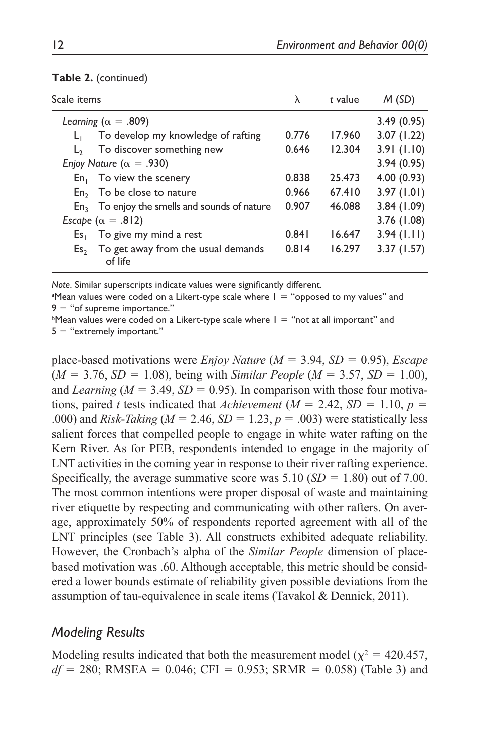**Table 2.** (continued)

| Scale items | | λ | t value | M (SD) |
|---|---|---|---|---|
| *Learning* (α = .809) | | | | 3.49 (0.95) |
| $L_1$ | To develop my knowledge of rafting | 0.776 | 17.960 | 3.07 (1.22) |
| $L_2$ | To discover something new | 0.646 | 12.304 | 3.91 (1.10) |
| *Enjoy Nature* (α = .930) | | | | 3.94 (0.95) |
| $En_1$ | To view the scenery | 0.838 | 25.473 | 4.00 (0.93) |
| $En_2$ | To be close to nature | 0.966 | 67.410 | 3.97 (1.01) |
| $En_3$ | To enjoy the smells and sounds of nature | 0.907 | 46.088 | 3.84 (1.09) |
| *Escape* (α = .812) | | | | 3.76 (1.08) |
| $Es_1$ | To give my mind a rest | 0.841 | 16.647 | 3.94 (1.11) |
| $Es_2$ | To get away from the usual demands of life | 0.814 | 16.297 | 3.37 (1.57) |

*Note*. Similar superscripts indicate values were significantly different.
[a]Mean values were coded on a Likert-type scale where 1 = "opposed to my values" and 9 = "of supreme importance."
[b]Mean values were coded on a Likert-type scale where 1 = "not at all important" and 5 = "extremely important."

place-based motivations were *Enjoy Nature* ($M$ = 3.94, $SD$ = 0.95), *Escape* ($M$ = 3.76, $SD$ = 1.08), being with *Similar People* ($M$ = 3.57, $SD$ = 1.00), and *Learning* ($M$ = 3.49, $SD$ = 0.95). In comparison with those four motivations, paired $t$ tests indicated that *Achievement* ($M$ = 2.42, $SD$ = 1.10, $p$ = .000) and *Risk-Taking* ($M$ = 2.46, $SD$ = 1.23, $p$ = .003) were statistically less salient forces that compelled people to engage in white water rafting on the Kern River. As for PEB, respondents intended to engage in the majority of LNT activities in the coming year in response to their river rafting experience. Specifically, the average summative score was 5.10 ($SD$ = 1.80) out of 7.00. The most common intentions were proper disposal of waste and maintaining river etiquette by respecting and communicating with other rafters. On average, approximately 50% of respondents reported agreement with all of the LNT principles (see Table 3). All constructs exhibited adequate reliability. However, the Cronbach's alpha of the *Similar People* dimension of place-based motivation was .60. Although acceptable, this metric should be considered a lower bounds estimate of reliability given possible deviations from the assumption of tau-equivalence in scale items (Tavakol & Dennick, 2011).

## *Modeling Results*

Modeling results indicated that both the measurement model ($\chi^2$ = 420.457, $df$ = 280; RMSEA = 0.046; CFI = 0.953; SRMR = 0.058) (Table 3) and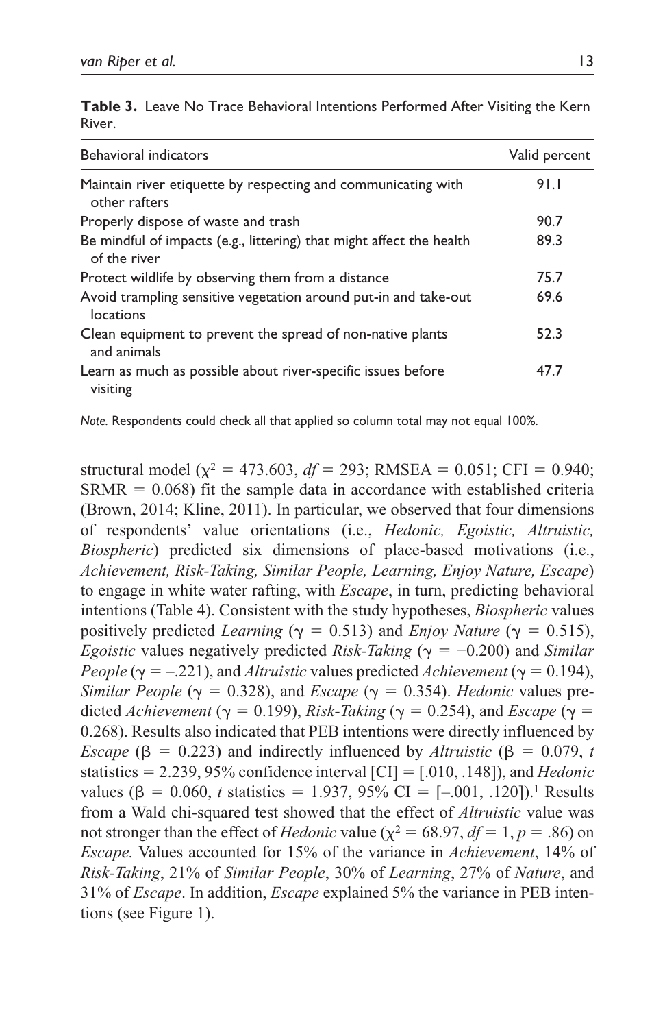**Table 3.** Leave No Trace Behavioral Intentions Performed After Visiting the Kern River.

| Behavioral indicators | Valid percent |
| --- | --- |
| Maintain river etiquette by respecting and communicating with other rafters | 91.1 |
| Properly dispose of waste and trash | 90.7 |
| Be mindful of impacts (e.g., littering) that might affect the health of the river | 89.3 |
| Protect wildlife by observing them from a distance | 75.7 |
| Avoid trampling sensitive vegetation around put-in and take-out locations | 69.6 |
| Clean equipment to prevent the spread of non-native plants and animals | 52.3 |
| Learn as much as possible about river-specific issues before visiting | 47.7 |

*Note.* Respondents could check all that applied so column total may not equal 100%.

structural model ($\chi^2$ = 473.603, *df* = 293; RMSEA = 0.051; CFI = 0.940; SRMR = 0.068) fit the sample data in accordance with established criteria (Brown, 2014; Kline, 2011). In particular, we observed that four dimensions of respondents' value orientations (i.e., *Hedonic, Egoistic, Altruistic, Biospheric*) predicted six dimensions of place-based motivations (i.e., *Achievement, Risk-Taking, Similar People, Learning, Enjoy Nature, Escape*) to engage in white water rafting, with *Escape*, in turn, predicting behavioral intentions (Table 4). Consistent with the study hypotheses, *Biospheric* values positively predicted *Learning* ($\gamma$ = 0.513) and *Enjoy Nature* ($\gamma$ = 0.515), *Egoistic* values negatively predicted *Risk-Taking* ($\gamma$ = −0.200) and *Similar People* ($\gamma$ = –.221), and *Altruistic* values predicted *Achievement* ($\gamma$ = 0.194), *Similar People* ($\gamma$ = 0.328), and *Escape* ($\gamma$ = 0.354). *Hedonic* values predicted *Achievement* ($\gamma$ = 0.199), *Risk-Taking* ($\gamma$ = 0.254), and *Escape* ($\gamma$ = 0.268). Results also indicated that PEB intentions were directly influenced by *Escape* ($\beta$ = 0.223) and indirectly influenced by *Altruistic* ($\beta$ = 0.079, *t* statistics = 2.239, 95% confidence interval [CI] = [.010, .148]), and *Hedonic* values ($\beta$ = 0.060, *t* statistics = 1.937, 95% CI = [–.001, .120]).[1] Results from a Wald chi-squared test showed that the effect of *Altruistic* value was not stronger than the effect of *Hedonic* value ($\chi^2$ = 68.97, *df* = 1, *p* = .86) on *Escape.* Values accounted for 15% of the variance in *Achievement*, 14% of *Risk-Taking*, 21% of *Similar People*, 30% of *Learning*, 27% of *Nature*, and 31% of *Escape*. In addition, *Escape* explained 5% the variance in PEB intentions (see Figure 1).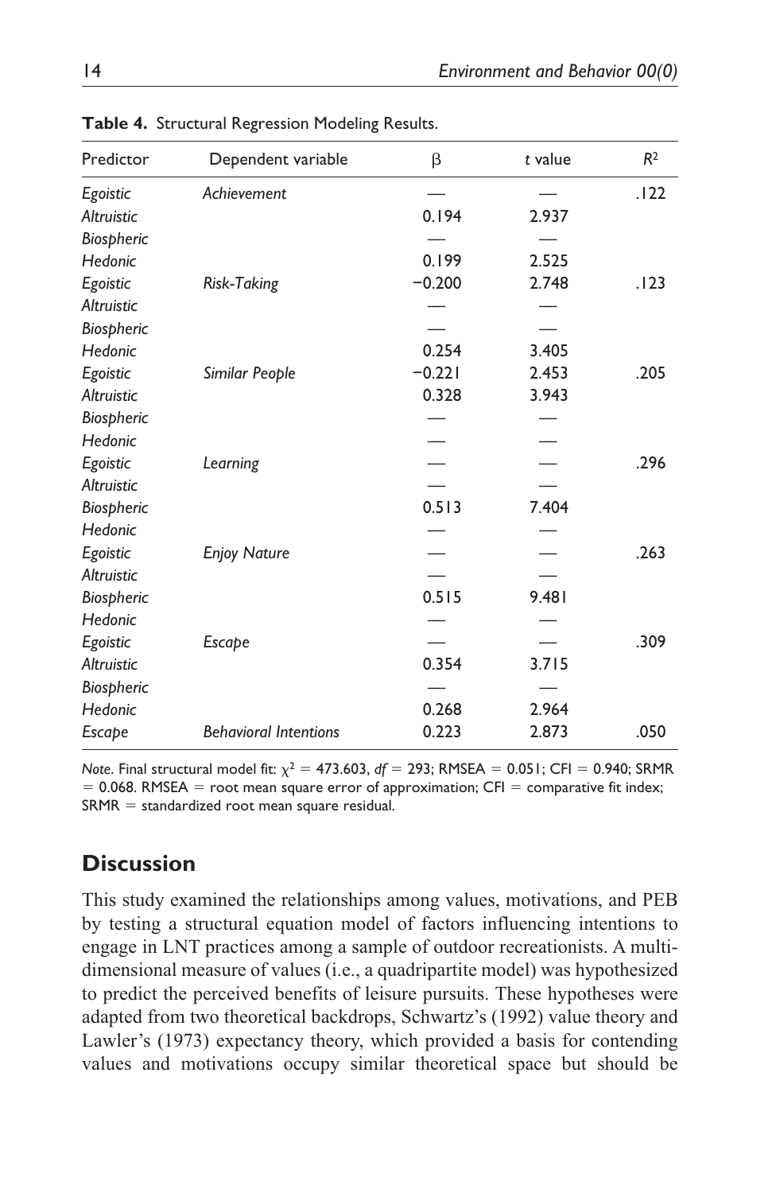**Table 4.** Structural Regression Modeling Results.

| Predictor | Dependent variable | β | *t* value | $R^2$ |
|---|---|---|---|---|
| *Egoistic* | *Achievement* | — | — | .122 |
| *Altruistic* | | 0.194 | 2.937 | |
| *Biospheric* | | — | — | |
| *Hedonic* | | 0.199 | 2.525 | |
| *Egoistic* | *Risk-Taking* | −0.200 | 2.748 | .123 |
| *Altruistic* | | — | — | |
| *Biospheric* | | — | — | |
| *Hedonic* | | 0.254 | 3.405 | |
| *Egoistic* | *Similar People* | −0.221 | 2.453 | .205 |
| *Altruistic* | | 0.328 | 3.943 | |
| *Biospheric* | | — | — | |
| *Hedonic* | | — | — | |
| *Egoistic* | *Learning* | — | — | .296 |
| *Altruistic* | | — | — | |
| *Biospheric* | | 0.513 | 7.404 | |
| *Hedonic* | | — | — | |
| *Egoistic* | *Enjoy Nature* | — | — | .263 |
| *Altruistic* | | — | — | |
| *Biospheric* | | 0.515 | 9.481 | |
| *Hedonic* | | — | — | |
| *Egoistic* | *Escape* | — | — | .309 |
| *Altruistic* | | 0.354 | 3.715 | |
| *Biospheric* | | — | — | |
| *Hedonic* | | 0.268 | 2.964 | |
| *Escape* | *Behavioral Intentions* | 0.223 | 2.873 | .050 |

*Note*. Final structural model fit: $\chi^2 = 473.603$, $df = 293$; RMSEA = 0.051; CFI = 0.940; SRMR = 0.068. RMSEA = root mean square error of approximation; CFI = comparative fit index; SRMR = standardized root mean square residual.

## Discussion

This study examined the relationships among values, motivations, and PEB by testing a structural equation model of factors influencing intentions to engage in LNT practices among a sample of outdoor recreationists. A multi-dimensional measure of values (i.e., a quadripartite model) was hypothesized to predict the perceived benefits of leisure pursuits. These hypotheses were adapted from two theoretical backdrops, Schwartz's (1992) value theory and Lawler's (1973) expectancy theory, which provided a basis for contending values and motivations occupy similar theoretical space but should be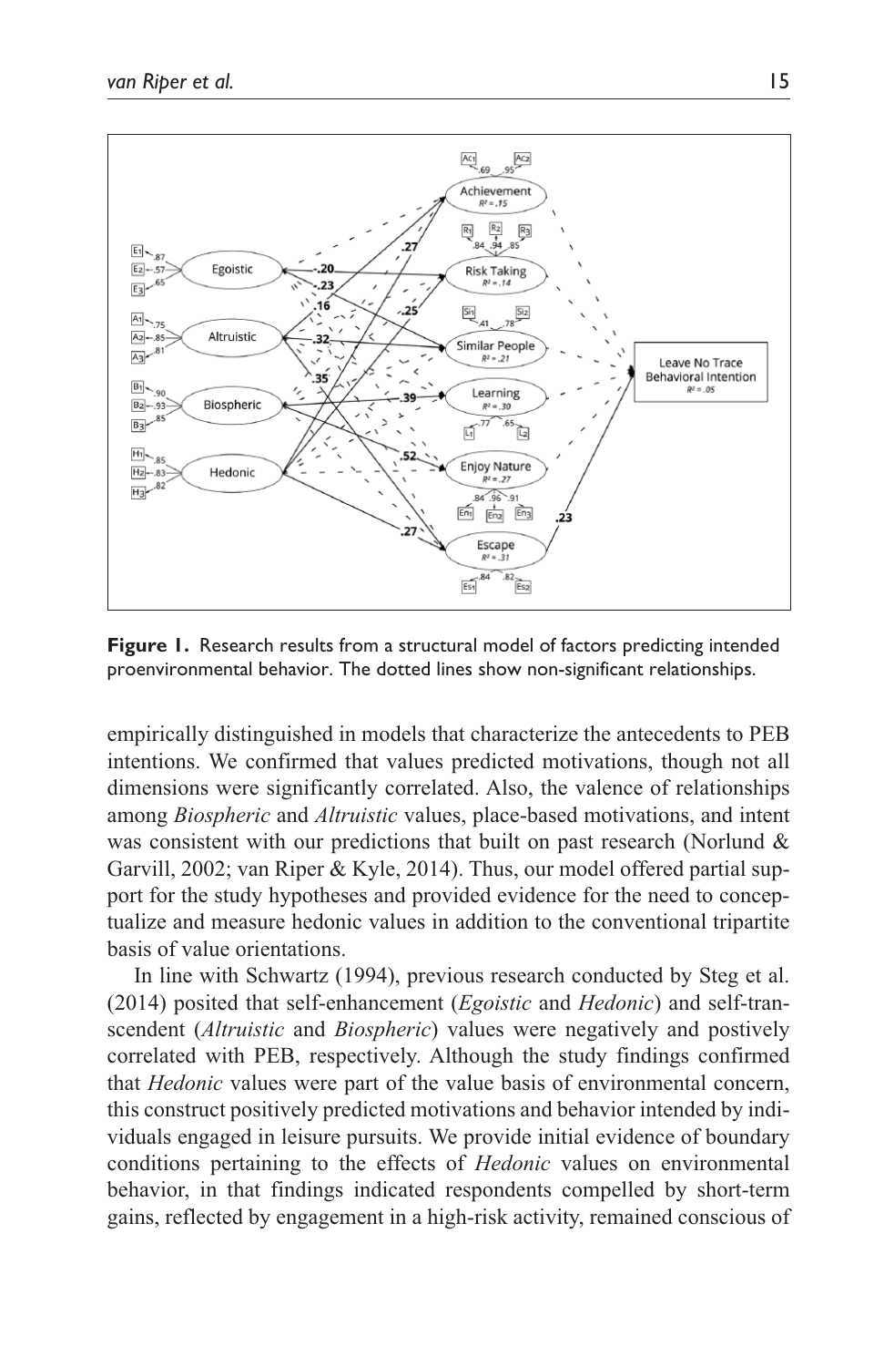**Figure 1.** Research results from a structural model of factors predicting intended proenvironmental behavior. The dotted lines show non-significant relationships.

empirically distinguished in models that characterize the antecedents to PEB intentions. We confirmed that values predicted motivations, though not all dimensions were significantly correlated. Also, the valence of relationships among *Biospheric* and *Altruistic* values, place-based motivations, and intent was consistent with our predictions that built on past research (Norlund & Garvill, 2002; van Riper & Kyle, 2014). Thus, our model offered partial support for the study hypotheses and provided evidence for the need to conceptualize and measure hedonic values in addition to the conventional tripartite basis of value orientations.

In line with Schwartz (1994), previous research conducted by Steg et al. (2014) posited that self-enhancement (*Egoistic* and *Hedonic*) and self-transcendent (*Altruistic* and *Biospheric*) values were negatively and postively correlated with PEB, respectively. Although the study findings confirmed that *Hedonic* values were part of the value basis of environmental concern, this construct positively predicted motivations and behavior intended by individuals engaged in leisure pursuits. We provide initial evidence of boundary conditions pertaining to the effects of *Hedonic* values on environmental behavior, in that findings indicated respondents compelled by short-term gains, reflected by engagement in a high-risk activity, remained conscious of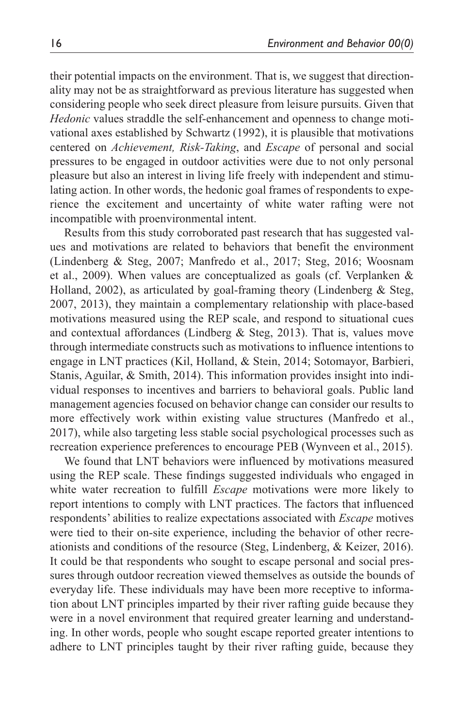their potential impacts on the environment. That is, we suggest that directionality may not be as straightforward as previous literature has suggested when considering people who seek direct pleasure from leisure pursuits. Given that *Hedonic* values straddle the self-enhancement and openness to change motivational axes established by Schwartz (1992), it is plausible that motivations centered on *Achievement, Risk-Taking*, and *Escape* of personal and social pressures to be engaged in outdoor activities were due to not only personal pleasure but also an interest in living life freely with independent and stimulating action. In other words, the hedonic goal frames of respondents to experience the excitement and uncertainty of white water rafting were not incompatible with proenvironmental intent.

Results from this study corroborated past research that has suggested values and motivations are related to behaviors that benefit the environment (Lindenberg & Steg, 2007; Manfredo et al., 2017; Steg, 2016; Woosnam et al., 2009). When values are conceptualized as goals (cf. Verplanken & Holland, 2002), as articulated by goal-framing theory (Lindenberg & Steg, 2007, 2013), they maintain a complementary relationship with place-based motivations measured using the REP scale, and respond to situational cues and contextual affordances (Lindberg & Steg, 2013). That is, values move through intermediate constructs such as motivations to influence intentions to engage in LNT practices (Kil, Holland, & Stein, 2014; Sotomayor, Barbieri, Stanis, Aguilar, & Smith, 2014). This information provides insight into individual responses to incentives and barriers to behavioral goals. Public land management agencies focused on behavior change can consider our results to more effectively work within existing value structures (Manfredo et al., 2017), while also targeting less stable social psychological processes such as recreation experience preferences to encourage PEB (Wynveen et al., 2015).

We found that LNT behaviors were influenced by motivations measured using the REP scale. These findings suggested individuals who engaged in white water recreation to fulfill *Escape* motivations were more likely to report intentions to comply with LNT practices. The factors that influenced respondents' abilities to realize expectations associated with *Escape* motives were tied to their on-site experience, including the behavior of other recreationists and conditions of the resource (Steg, Lindenberg, & Keizer, 2016). It could be that respondents who sought to escape personal and social pressures through outdoor recreation viewed themselves as outside the bounds of everyday life. These individuals may have been more receptive to information about LNT principles imparted by their river rafting guide because they were in a novel environment that required greater learning and understanding. In other words, people who sought escape reported greater intentions to adhere to LNT principles taught by their river rafting guide, because they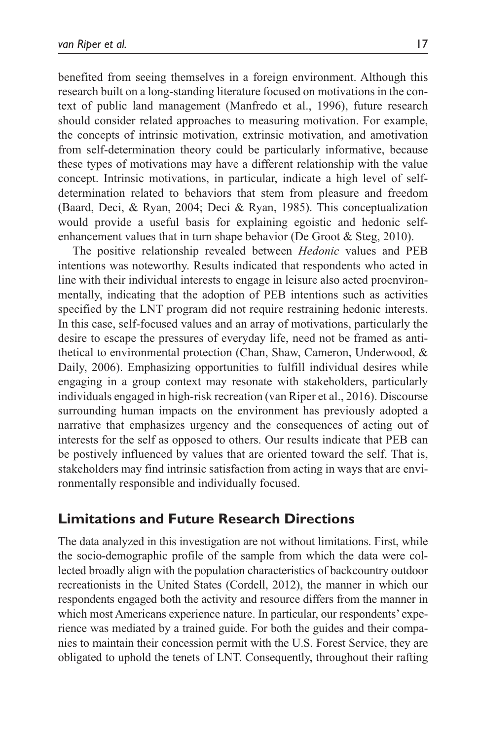benefited from seeing themselves in a foreign environment. Although this research built on a long-standing literature focused on motivations in the context of public land management (Manfredo et al., 1996), future research should consider related approaches to measuring motivation. For example, the concepts of intrinsic motivation, extrinsic motivation, and amotivation from self-determination theory could be particularly informative, because these types of motivations may have a different relationship with the value concept. Intrinsic motivations, in particular, indicate a high level of self-determination related to behaviors that stem from pleasure and freedom (Baard, Deci, & Ryan, 2004; Deci & Ryan, 1985). This conceptualization would provide a useful basis for explaining egoistic and hedonic self-enhancement values that in turn shape behavior (De Groot & Steg, 2010).

The positive relationship revealed between *Hedonic* values and PEB intentions was noteworthy. Results indicated that respondents who acted in line with their individual interests to engage in leisure also acted proenvironmentally, indicating that the adoption of PEB intentions such as activities specified by the LNT program did not require restraining hedonic interests. In this case, self-focused values and an array of motivations, particularly the desire to escape the pressures of everyday life, need not be framed as antithetical to environmental protection (Chan, Shaw, Cameron, Underwood, & Daily, 2006). Emphasizing opportunities to fulfill individual desires while engaging in a group context may resonate with stakeholders, particularly individuals engaged in high-risk recreation (van Riper et al., 2016). Discourse surrounding human impacts on the environment has previously adopted a narrative that emphasizes urgency and the consequences of acting out of interests for the self as opposed to others. Our results indicate that PEB can be postively influenced by values that are oriented toward the self. That is, stakeholders may find intrinsic satisfaction from acting in ways that are environmentally responsible and individually focused.

## Limitations and Future Research Directions

The data analyzed in this investigation are not without limitations. First, while the socio-demographic profile of the sample from which the data were collected broadly align with the population characteristics of backcountry outdoor recreationists in the United States (Cordell, 2012), the manner in which our respondents engaged both the activity and resource differs from the manner in which most Americans experience nature. In particular, our respondents' experience was mediated by a trained guide. For both the guides and their companies to maintain their concession permit with the U.S. Forest Service, they are obligated to uphold the tenets of LNT. Consequently, throughout their rafting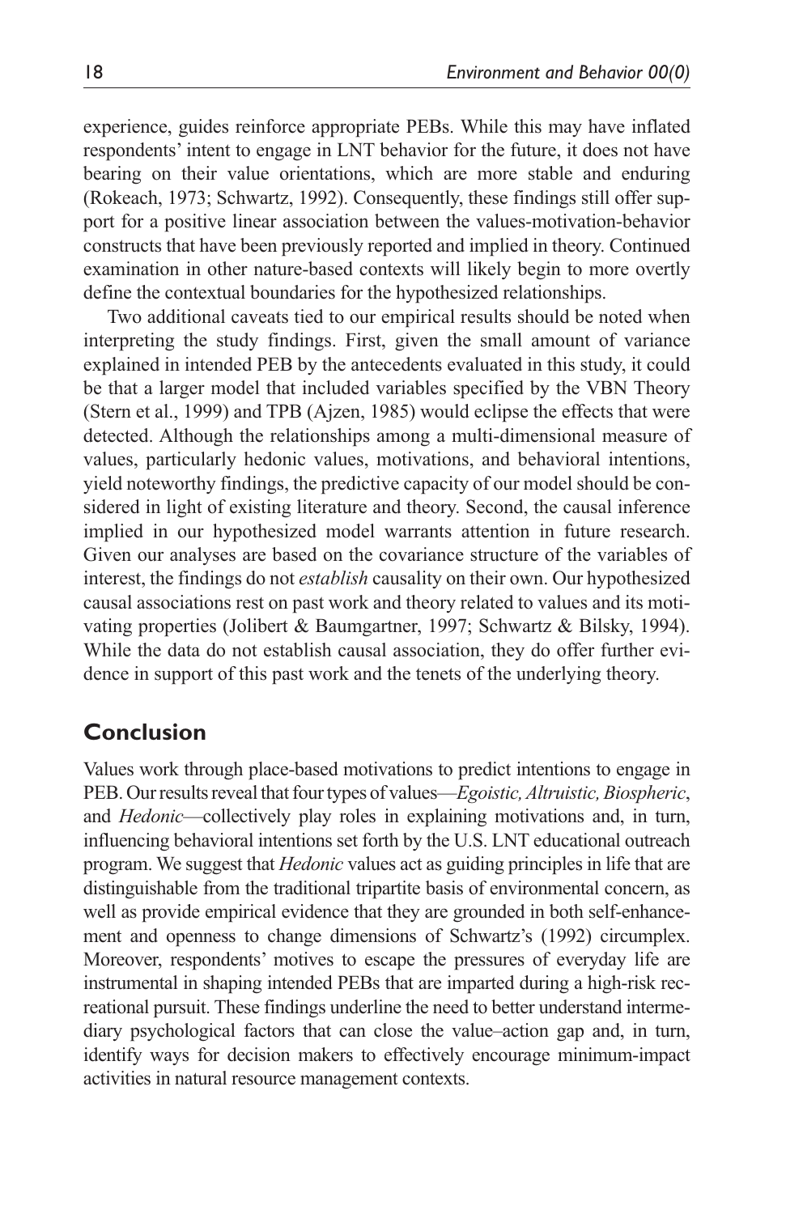experience, guides reinforce appropriate PEBs. While this may have inflated respondents' intent to engage in LNT behavior for the future, it does not have bearing on their value orientations, which are more stable and enduring (Rokeach, 1973; Schwartz, 1992). Consequently, these findings still offer support for a positive linear association between the values-motivation-behavior constructs that have been previously reported and implied in theory. Continued examination in other nature-based contexts will likely begin to more overtly define the contextual boundaries for the hypothesized relationships.

Two additional caveats tied to our empirical results should be noted when interpreting the study findings. First, given the small amount of variance explained in intended PEB by the antecedents evaluated in this study, it could be that a larger model that included variables specified by the VBN Theory (Stern et al., 1999) and TPB (Ajzen, 1985) would eclipse the effects that were detected. Although the relationships among a multi-dimensional measure of values, particularly hedonic values, motivations, and behavioral intentions, yield noteworthy findings, the predictive capacity of our model should be considered in light of existing literature and theory. Second, the causal inference implied in our hypothesized model warrants attention in future research. Given our analyses are based on the covariance structure of the variables of interest, the findings do not *establish* causality on their own. Our hypothesized causal associations rest on past work and theory related to values and its motivating properties (Jolibert & Baumgartner, 1997; Schwartz & Bilsky, 1994). While the data do not establish causal association, they do offer further evidence in support of this past work and the tenets of the underlying theory.

## Conclusion

Values work through place-based motivations to predict intentions to engage in PEB. Our results reveal that four types of values—*Egoistic, Altruistic, Biospheric*, and *Hedonic*—collectively play roles in explaining motivations and, in turn, influencing behavioral intentions set forth by the U.S. LNT educational outreach program. We suggest that *Hedonic* values act as guiding principles in life that are distinguishable from the traditional tripartite basis of environmental concern, as well as provide empirical evidence that they are grounded in both self-enhancement and openness to change dimensions of Schwartz's (1992) circumplex. Moreover, respondents' motives to escape the pressures of everyday life are instrumental in shaping intended PEBs that are imparted during a high-risk recreational pursuit. These findings underline the need to better understand intermediary psychological factors that can close the value–action gap and, in turn, identify ways for decision makers to effectively encourage minimum-impact activities in natural resource management contexts.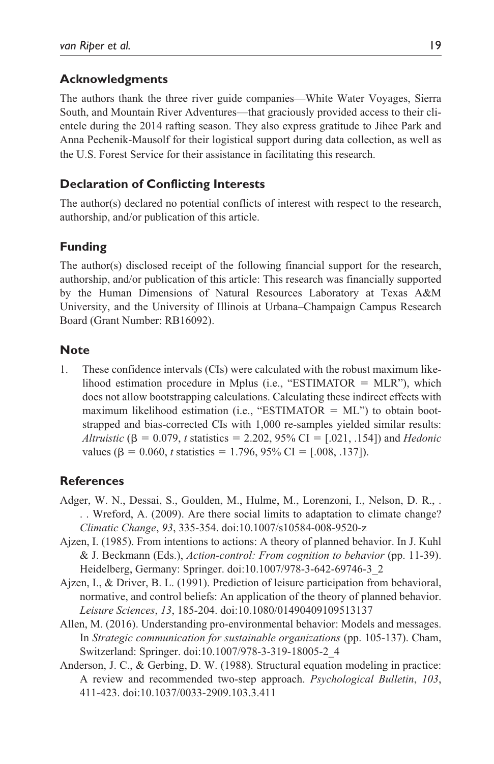## Acknowledgments

The authors thank the three river guide companies—White Water Voyages, Sierra South, and Mountain River Adventures—that graciously provided access to their clientele during the 2014 rafting season. They also express gratitude to Jihee Park and Anna Pechenik-Mausolf for their logistical support during data collection, as well as the U.S. Forest Service for their assistance in facilitating this research.

## Declaration of Conflicting Interests

The author(s) declared no potential conflicts of interest with respect to the research, authorship, and/or publication of this article.

## Funding

The author(s) disclosed receipt of the following financial support for the research, authorship, and/or publication of this article: This research was financially supported by the Human Dimensions of Natural Resources Laboratory at Texas A&M University, and the University of Illinois at Urbana–Champaign Campus Research Board (Grant Number: RB16092).

## Note

1. These confidence intervals (CIs) were calculated with the robust maximum likelihood estimation procedure in Mplus (i.e., "ESTIMATOR = MLR"), which does not allow bootstrapping calculations. Calculating these indirect effects with maximum likelihood estimation (i.e., "ESTIMATOR = ML") to obtain bootstrapped and bias-corrected CIs with 1,000 re-samples yielded similar results: *Altruistic* ($\beta = 0.079$, $t$ statistics = 2.202, 95% CI = [.021, .154]) and *Hedonic* values ($\beta = 0.060$, $t$ statistics = 1.796, 95% CI = [.008, .137]).

## References

Adger, W. N., Dessai, S., Goulden, M., Hulme, M., Lorenzoni, I., Nelson, D. R., . . . Wreford, A. (2009). Are there social limits to adaptation to climate change? *Climatic Change*, *93*, 335-354. doi:10.1007/s10584-008-9520-z

Ajzen, I. (1985). From intentions to actions: A theory of planned behavior. In J. Kuhl & J. Beckmann (Eds.), *Action-control: From cognition to behavior* (pp. 11-39). Heidelberg, Germany: Springer. doi:10.1007/978-3-642-69746-3_2

Ajzen, I., & Driver, B. L. (1991). Prediction of leisure participation from behavioral, normative, and control beliefs: An application of the theory of planned behavior. *Leisure Sciences*, *13*, 185-204. doi:10.1080/01490409109513137

Allen, M. (2016). Understanding pro-environmental behavior: Models and messages. In *Strategic communication for sustainable organizations* (pp. 105-137). Cham, Switzerland: Springer. doi:10.1007/978-3-319-18005-2_4

Anderson, J. C., & Gerbing, D. W. (1988). Structural equation modeling in practice: A review and recommended two-step approach. *Psychological Bulletin*, *103*, 411-423. doi:10.1037/0033-2909.103.3.411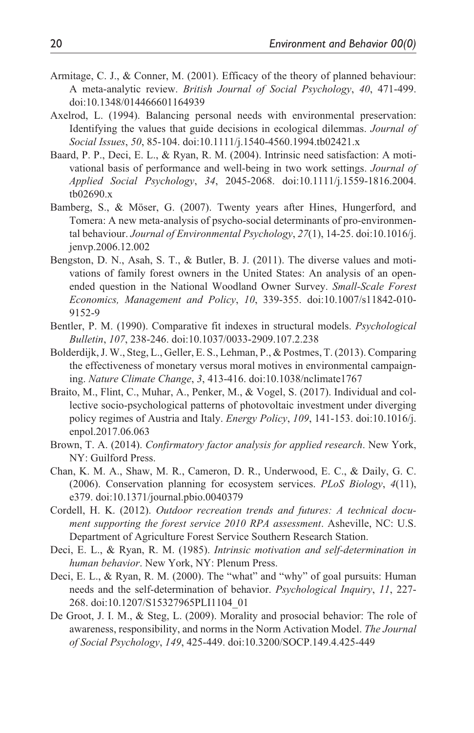Armitage, C. J., & Conner, M. (2001). Efficacy of the theory of planned behaviour: A meta-analytic review. *British Journal of Social Psychology*, *40*, 471-499. doi:10.1348/014466601164939

Axelrod, L. (1994). Balancing personal needs with environmental preservation: Identifying the values that guide decisions in ecological dilemmas. *Journal of Social Issues*, *50*, 85-104. doi:10.1111/j.1540-4560.1994.tb02421.x

Baard, P. P., Deci, E. L., & Ryan, R. M. (2004). Intrinsic need satisfaction: A motivational basis of performance and well-being in two work settings. *Journal of Applied Social Psychology*, *34*, 2045-2068. doi:10.1111/j.1559-1816.2004.tb02690.x

Bamberg, S., & Möser, G. (2007). Twenty years after Hines, Hungerford, and Tomera: A new meta-analysis of psycho-social determinants of pro-environmental behaviour. *Journal of Environmental Psychology*, *27*(1), 14-25. doi:10.1016/j.jenvp.2006.12.002

Bengston, D. N., Asah, S. T., & Butler, B. J. (2011). The diverse values and motivations of family forest owners in the United States: An analysis of an open-ended question in the National Woodland Owner Survey. *Small-Scale Forest Economics, Management and Policy*, *10*, 339-355. doi:10.1007/s11842-010-9152-9

Bentler, P. M. (1990). Comparative fit indexes in structural models. *Psychological Bulletin*, *107*, 238-246. doi:10.1037/0033-2909.107.2.238

Bolderdijk, J. W., Steg, L., Geller, E. S., Lehman, P., & Postmes, T. (2013). Comparing the effectiveness of monetary versus moral motives in environmental campaigning. *Nature Climate Change*, *3*, 413-416. doi:10.1038/nclimate1767

Braito, M., Flint, C., Muhar, A., Penker, M., & Vogel, S. (2017). Individual and collective socio-psychological patterns of photovoltaic investment under diverging policy regimes of Austria and Italy. *Energy Policy*, *109*, 141-153. doi:10.1016/j.enpol.2017.06.063

Brown, T. A. (2014). *Confirmatory factor analysis for applied research*. New York, NY: Guilford Press.

Chan, K. M. A., Shaw, M. R., Cameron, D. R., Underwood, E. C., & Daily, G. C. (2006). Conservation planning for ecosystem services. *PLoS Biology*, *4*(11), e379. doi:10.1371/journal.pbio.0040379

Cordell, H. K. (2012). *Outdoor recreation trends and futures: A technical document supporting the forest service 2010 RPA assessment*. Asheville, NC: U.S. Department of Agriculture Forest Service Southern Research Station.

Deci, E. L., & Ryan, R. M. (1985). *Intrinsic motivation and self-determination in human behavior*. New York, NY: Plenum Press.

Deci, E. L., & Ryan, R. M. (2000). The "what" and "why" of goal pursuits: Human needs and the self-determination of behavior. *Psychological Inquiry*, *11*, 227-268. doi:10.1207/S15327965PLI1104_01

De Groot, J. I. M., & Steg, L. (2009). Morality and prosocial behavior: The role of awareness, responsibility, and norms in the Norm Activation Model. *The Journal of Social Psychology*, *149*, 425-449. doi:10.3200/SOCP.149.4.425-449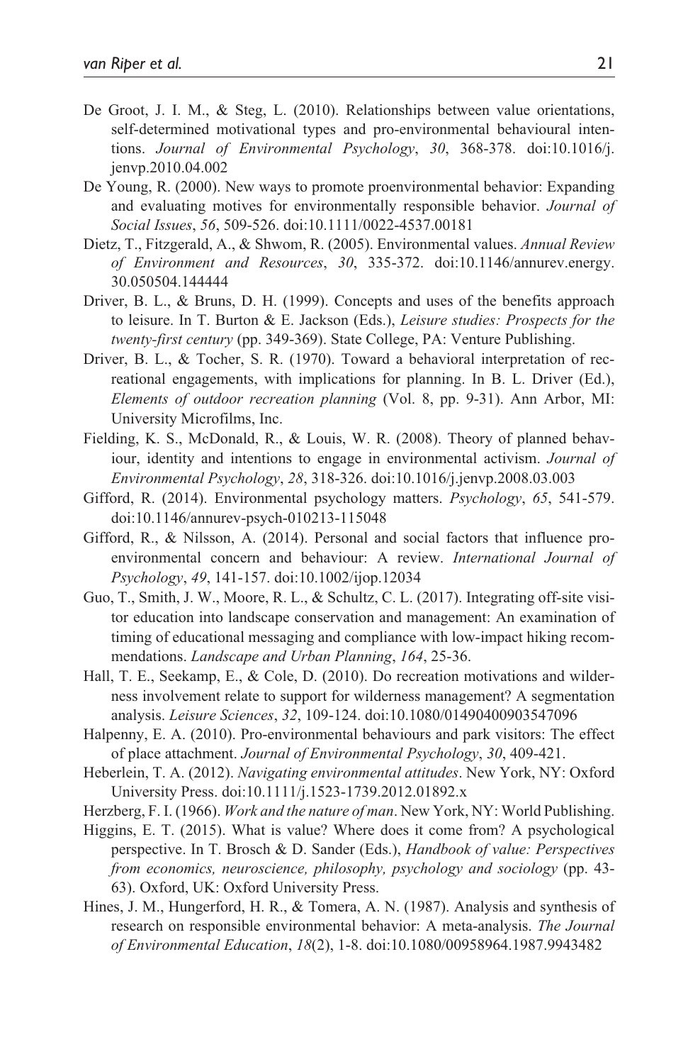De Groot, J. I. M., & Steg, L. (2010). Relationships between value orientations, self-determined motivational types and pro-environmental behavioural intentions. *Journal of Environmental Psychology*, *30*, 368-378. doi:10.1016/j.jenvp.2010.04.002

De Young, R. (2000). New ways to promote proenvironmental behavior: Expanding and evaluating motives for environmentally responsible behavior. *Journal of Social Issues*, *56*, 509-526. doi:10.1111/0022-4537.00181

Dietz, T., Fitzgerald, A., & Shwom, R. (2005). Environmental values. *Annual Review of Environment and Resources*, *30*, 335-372. doi:10.1146/annurev.energy.30.050504.144444

Driver, B. L., & Bruns, D. H. (1999). Concepts and uses of the benefits approach to leisure. In T. Burton & E. Jackson (Eds.), *Leisure studies: Prospects for the twenty-first century* (pp. 349-369). State College, PA: Venture Publishing.

Driver, B. L., & Tocher, S. R. (1970). Toward a behavioral interpretation of recreational engagements, with implications for planning. In B. L. Driver (Ed.), *Elements of outdoor recreation planning* (Vol. 8, pp. 9-31). Ann Arbor, MI: University Microfilms, Inc.

Fielding, K. S., McDonald, R., & Louis, W. R. (2008). Theory of planned behaviour, identity and intentions to engage in environmental activism. *Journal of Environmental Psychology*, *28*, 318-326. doi:10.1016/j.jenvp.2008.03.003

Gifford, R. (2014). Environmental psychology matters. *Psychology*, *65*, 541-579. doi:10.1146/annurev-psych-010213-115048

Gifford, R., & Nilsson, A. (2014). Personal and social factors that influence pro-environmental concern and behaviour: A review. *International Journal of Psychology*, *49*, 141-157. doi:10.1002/ijop.12034

Guo, T., Smith, J. W., Moore, R. L., & Schultz, C. L. (2017). Integrating off-site visitor education into landscape conservation and management: An examination of timing of educational messaging and compliance with low-impact hiking recommendations. *Landscape and Urban Planning*, *164*, 25-36.

Hall, T. E., Seekamp, E., & Cole, D. (2010). Do recreation motivations and wilderness involvement relate to support for wilderness management? A segmentation analysis. *Leisure Sciences*, *32*, 109-124. doi:10.1080/01490400903547096

Halpenny, E. A. (2010). Pro-environmental behaviours and park visitors: The effect of place attachment. *Journal of Environmental Psychology*, *30*, 409-421.

Heberlein, T. A. (2012). *Navigating environmental attitudes*. New York, NY: Oxford University Press. doi:10.1111/j.1523-1739.2012.01892.x

Herzberg, F. I. (1966). *Work and the nature of man*. New York, NY: World Publishing.

Higgins, E. T. (2015). What is value? Where does it come from? A psychological perspective. In T. Brosch & D. Sander (Eds.), *Handbook of value: Perspectives from economics, neuroscience, philosophy, psychology and sociology* (pp. 43-63). Oxford, UK: Oxford University Press.

Hines, J. M., Hungerford, H. R., & Tomera, A. N. (1987). Analysis and synthesis of research on responsible environmental behavior: A meta-analysis. *The Journal of Environmental Education*, *18*(2), 1-8. doi:10.1080/00958964.1987.9943482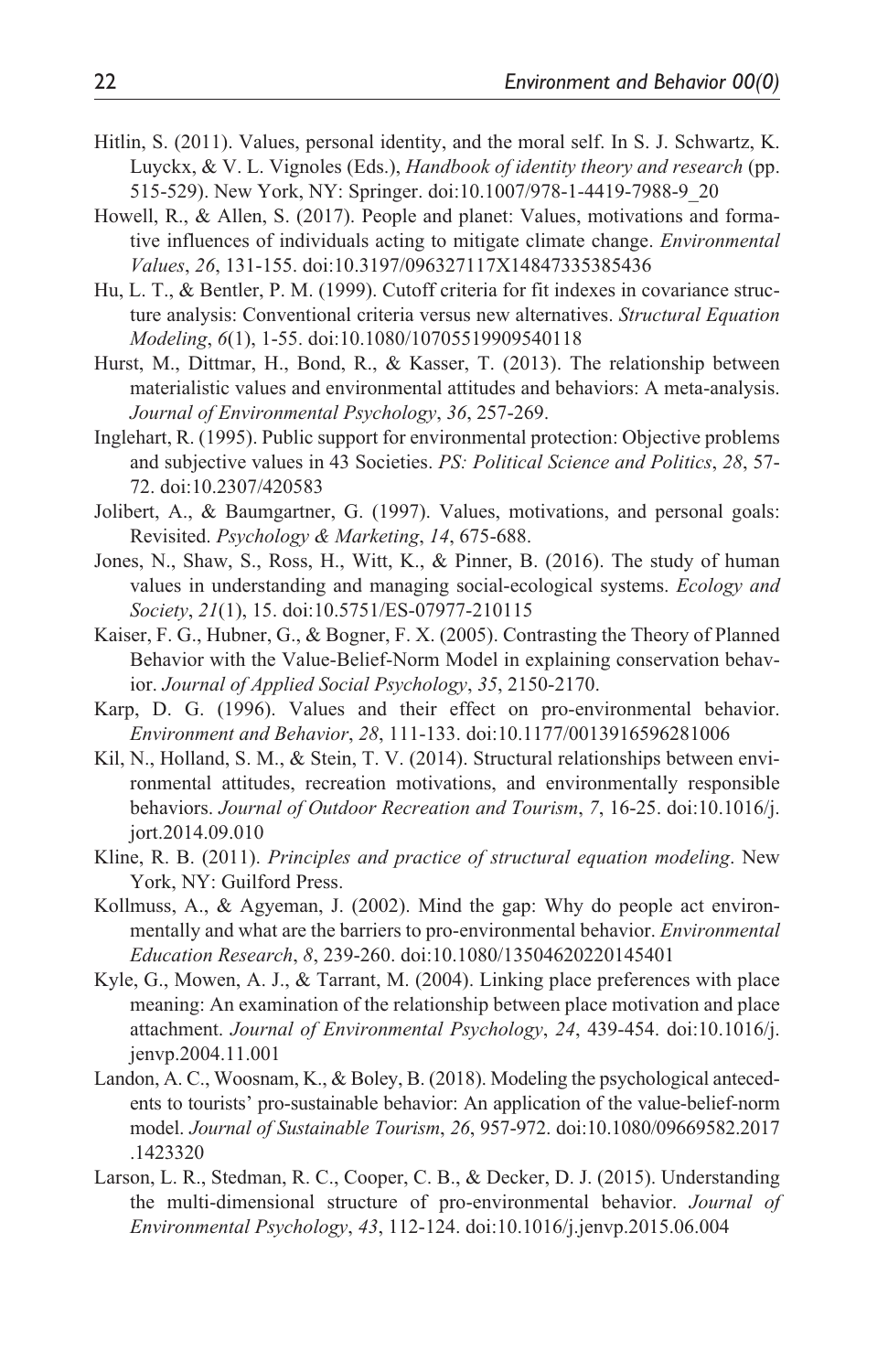Hitlin, S. (2011). Values, personal identity, and the moral self. In S. J. Schwartz, K. Luyckx, & V. L. Vignoles (Eds.), *Handbook of identity theory and research* (pp. 515-529). New York, NY: Springer. doi:10.1007/978-1-4419-7988-9_20

Howell, R., & Allen, S. (2017). People and planet: Values, motivations and formative influences of individuals acting to mitigate climate change. *Environmental Values*, *26*, 131-155. doi:10.3197/096327117X14847335385436

Hu, L. T., & Bentler, P. M. (1999). Cutoff criteria for fit indexes in covariance structure analysis: Conventional criteria versus new alternatives. *Structural Equation Modeling*, *6*(1), 1-55. doi:10.1080/10705519909540118

Hurst, M., Dittmar, H., Bond, R., & Kasser, T. (2013). The relationship between materialistic values and environmental attitudes and behaviors: A meta-analysis. *Journal of Environmental Psychology*, *36*, 257-269.

Inglehart, R. (1995). Public support for environmental protection: Objective problems and subjective values in 43 Societies. *PS: Political Science and Politics*, *28*, 57-72. doi:10.2307/420583

Jolibert, A., & Baumgartner, G. (1997). Values, motivations, and personal goals: Revisited. *Psychology & Marketing*, *14*, 675-688.

Jones, N., Shaw, S., Ross, H., Witt, K., & Pinner, B. (2016). The study of human values in understanding and managing social-ecological systems. *Ecology and Society*, *21*(1), 15. doi:10.5751/ES-07977-210115

Kaiser, F. G., Hubner, G., & Bogner, F. X. (2005). Contrasting the Theory of Planned Behavior with the Value-Belief-Norm Model in explaining conservation behavior. *Journal of Applied Social Psychology*, *35*, 2150-2170.

Karp, D. G. (1996). Values and their effect on pro-environmental behavior. *Environment and Behavior*, *28*, 111-133. doi:10.1177/0013916596281006

Kil, N., Holland, S. M., & Stein, T. V. (2014). Structural relationships between environmental attitudes, recreation motivations, and environmentally responsible behaviors. *Journal of Outdoor Recreation and Tourism*, *7*, 16-25. doi:10.1016/j.jort.2014.09.010

Kline, R. B. (2011). *Principles and practice of structural equation modeling*. New York, NY: Guilford Press.

Kollmuss, A., & Agyeman, J. (2002). Mind the gap: Why do people act environmentally and what are the barriers to pro-environmental behavior. *Environmental Education Research*, *8*, 239-260. doi:10.1080/13504620220145401

Kyle, G., Mowen, A. J., & Tarrant, M. (2004). Linking place preferences with place meaning: An examination of the relationship between place motivation and place attachment. *Journal of Environmental Psychology*, *24*, 439-454. doi:10.1016/j.jenvp.2004.11.001

Landon, A. C., Woosnam, K., & Boley, B. (2018). Modeling the psychological antecedents to tourists' pro-sustainable behavior: An application of the value-belief-norm model. *Journal of Sustainable Tourism*, *26*, 957-972. doi:10.1080/09669582.2017.1423320

Larson, L. R., Stedman, R. C., Cooper, C. B., & Decker, D. J. (2015). Understanding the multi-dimensional structure of pro-environmental behavior. *Journal of Environmental Psychology*, *43*, 112-124. doi:10.1016/j.jenvp.2015.06.004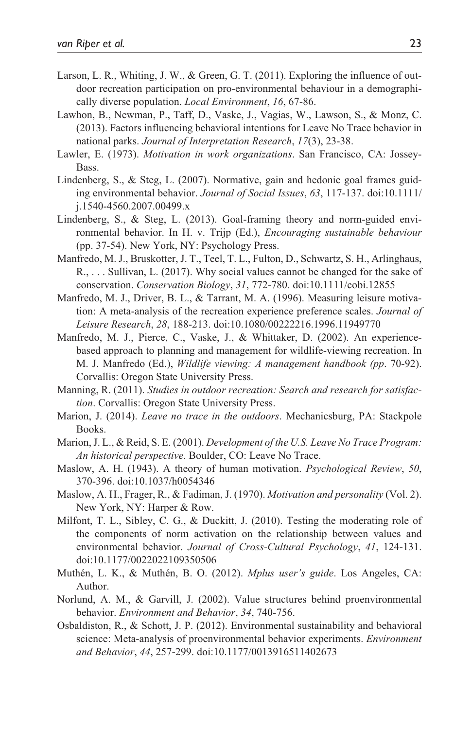Larson, L. R., Whiting, J. W., & Green, G. T. (2011). Exploring the influence of outdoor recreation participation on pro-environmental behaviour in a demographically diverse population. *Local Environment*, *16*, 67-86.

Lawhon, B., Newman, P., Taff, D., Vaske, J., Vagias, W., Lawson, S., & Monz, C. (2013). Factors influencing behavioral intentions for Leave No Trace behavior in national parks. *Journal of Interpretation Research*, *17*(3), 23-38.

Lawler, E. (1973). *Motivation in work organizations*. San Francisco, CA: Jossey-Bass.

Lindenberg, S., & Steg, L. (2007). Normative, gain and hedonic goal frames guiding environmental behavior. *Journal of Social Issues*, *63*, 117-137. doi:10.1111/j.1540-4560.2007.00499.x

Lindenberg, S., & Steg, L. (2013). Goal-framing theory and norm-guided environmental behavior. In H. v. Trijp (Ed.), *Encouraging sustainable behaviour* (pp. 37-54). New York, NY: Psychology Press.

Manfredo, M. J., Bruskotter, J. T., Teel, T. L., Fulton, D., Schwartz, S. H., Arlinghaus, R., . . . Sullivan, L. (2017). Why social values cannot be changed for the sake of conservation. *Conservation Biology*, *31*, 772-780. doi:10.1111/cobi.12855

Manfredo, M. J., Driver, B. L., & Tarrant, M. A. (1996). Measuring leisure motivation: A meta-analysis of the recreation experience preference scales. *Journal of Leisure Research*, *28*, 188-213. doi:10.1080/00222216.1996.11949770

Manfredo, M. J., Pierce, C., Vaske, J., & Whittaker, D. (2002). An experience-based approach to planning and management for wildlife-viewing recreation. In M. J. Manfredo (Ed.), *Wildlife viewing: A management handbook (pp*. 70-92). Corvallis: Oregon State University Press.

Manning, R. (2011). *Studies in outdoor recreation: Search and research for satisfaction*. Corvallis: Oregon State University Press.

Marion, J. (2014). *Leave no trace in the outdoors*. Mechanicsburg, PA: Stackpole Books.

Marion, J. L., & Reid, S. E. (2001). *Development of the U.S. Leave No Trace Program: An historical perspective*. Boulder, CO: Leave No Trace.

Maslow, A. H. (1943). A theory of human motivation. *Psychological Review*, *50*, 370-396. doi:10.1037/h0054346

Maslow, A. H., Frager, R., & Fadiman, J. (1970). *Motivation and personality* (Vol. 2). New York, NY: Harper & Row.

Milfont, T. L., Sibley, C. G., & Duckitt, J. (2010). Testing the moderating role of the components of norm activation on the relationship between values and environmental behavior. *Journal of Cross-Cultural Psychology*, *41*, 124-131. doi:10.1177/0022022109350506

Muthén, L. K., & Muthén, B. O. (2012). *Mplus user's guide*. Los Angeles, CA: Author.

Norlund, A. M., & Garvill, J. (2002). Value structures behind proenvironmental behavior. *Environment and Behavior*, *34*, 740-756.

Osbaldiston, R., & Schott, J. P. (2012). Environmental sustainability and behavioral science: Meta-analysis of proenvironmental behavior experiments. *Environment and Behavior*, *44*, 257-299. doi:10.1177/0013916511402673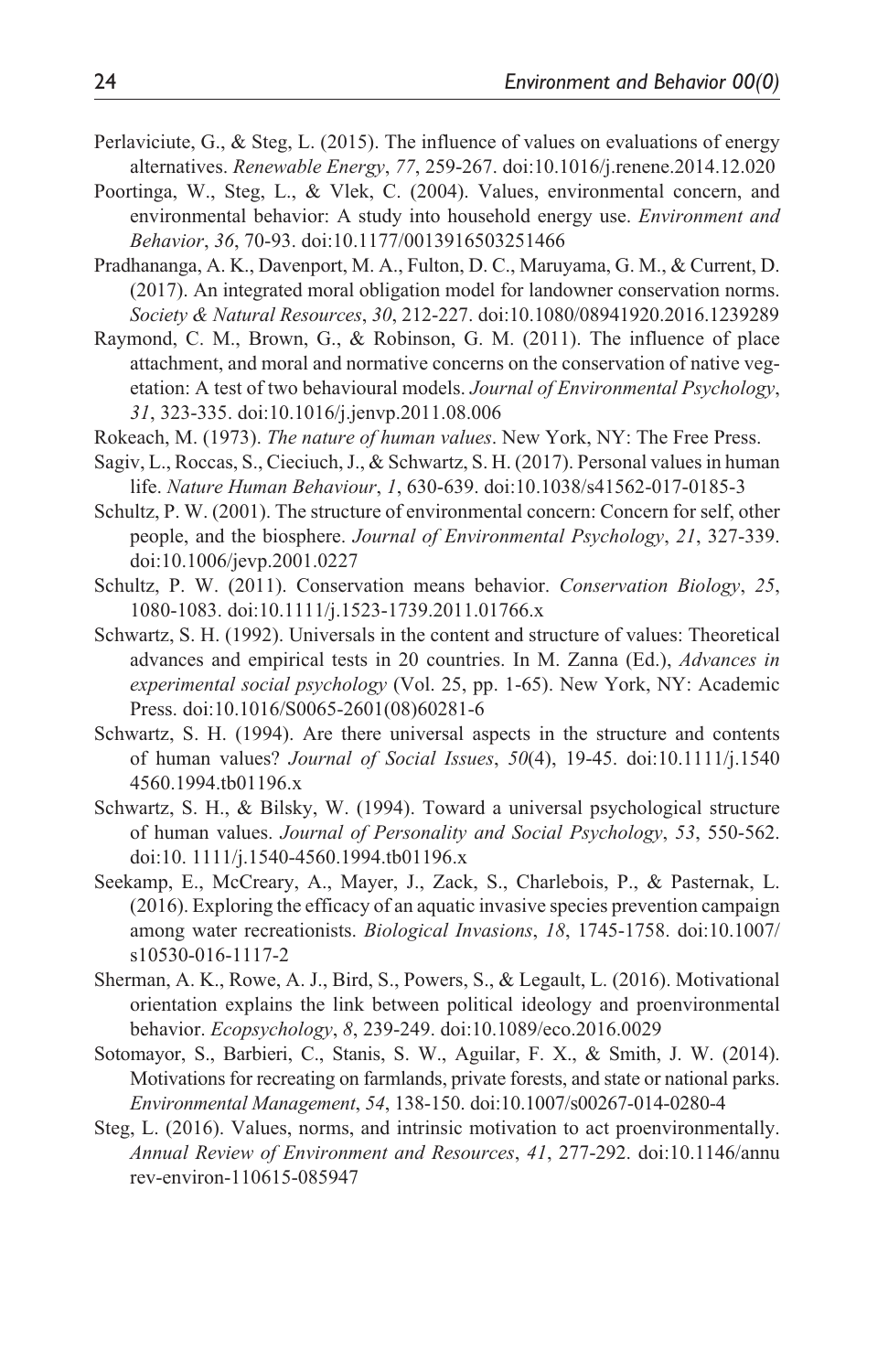Perlaviciute, G., & Steg, L. (2015). The influence of values on evaluations of energy alternatives. *Renewable Energy*, *77*, 259-267. doi:10.1016/j.renene.2014.12.020

Poortinga, W., Steg, L., & Vlek, C. (2004). Values, environmental concern, and environmental behavior: A study into household energy use. *Environment and Behavior*, *36*, 70-93. doi:10.1177/0013916503251466

Pradhananga, A. K., Davenport, M. A., Fulton, D. C., Maruyama, G. M., & Current, D. (2017). An integrated moral obligation model for landowner conservation norms. *Society & Natural Resources*, *30*, 212-227. doi:10.1080/08941920.2016.1239289

Raymond, C. M., Brown, G., & Robinson, G. M. (2011). The influence of place attachment, and moral and normative concerns on the conservation of native vegetation: A test of two behavioural models. *Journal of Environmental Psychology*, *31*, 323-335. doi:10.1016/j.jenvp.2011.08.006

Rokeach, M. (1973). *The nature of human values*. New York, NY: The Free Press.

Sagiv, L., Roccas, S., Cieciuch, J., & Schwartz, S. H. (2017). Personal values in human life. *Nature Human Behaviour*, *1*, 630-639. doi:10.1038/s41562-017-0185-3

Schultz, P. W. (2001). The structure of environmental concern: Concern for self, other people, and the biosphere. *Journal of Environmental Psychology*, *21*, 327-339. doi:10.1006/jevp.2001.0227

Schultz, P. W. (2011). Conservation means behavior. *Conservation Biology*, *25*, 1080-1083. doi:10.1111/j.1523-1739.2011.01766.x

Schwartz, S. H. (1992). Universals in the content and structure of values: Theoretical advances and empirical tests in 20 countries. In M. Zanna (Ed.), *Advances in experimental social psychology* (Vol. 25, pp. 1-65). New York, NY: Academic Press. doi:10.1016/S0065-2601(08)60281-6

Schwartz, S. H. (1994). Are there universal aspects in the structure and contents of human values? *Journal of Social Issues*, *50*(4), 19-45. doi:10.1111/j.1540 4560.1994.tb01196.x

Schwartz, S. H., & Bilsky, W. (1994). Toward a universal psychological structure of human values. *Journal of Personality and Social Psychology*, *53*, 550-562. doi:10. 1111/j.1540-4560.1994.tb01196.x

Seekamp, E., McCreary, A., Mayer, J., Zack, S., Charlebois, P., & Pasternak, L. (2016). Exploring the efficacy of an aquatic invasive species prevention campaign among water recreationists. *Biological Invasions*, *18*, 1745-1758. doi:10.1007/ s10530-016-1117-2

Sherman, A. K., Rowe, A. J., Bird, S., Powers, S., & Legault, L. (2016). Motivational orientation explains the link between political ideology and proenvironmental behavior. *Ecopsychology*, *8*, 239-249. doi:10.1089/eco.2016.0029

Sotomayor, S., Barbieri, C., Stanis, S. W., Aguilar, F. X., & Smith, J. W. (2014). Motivations for recreating on farmlands, private forests, and state or national parks. *Environmental Management*, *54*, 138-150. doi:10.1007/s00267-014-0280-4

Steg, L. (2016). Values, norms, and intrinsic motivation to act proenvironmentally. *Annual Review of Environment and Resources*, *41*, 277-292. doi:10.1146/annu rev-environ-110615-085947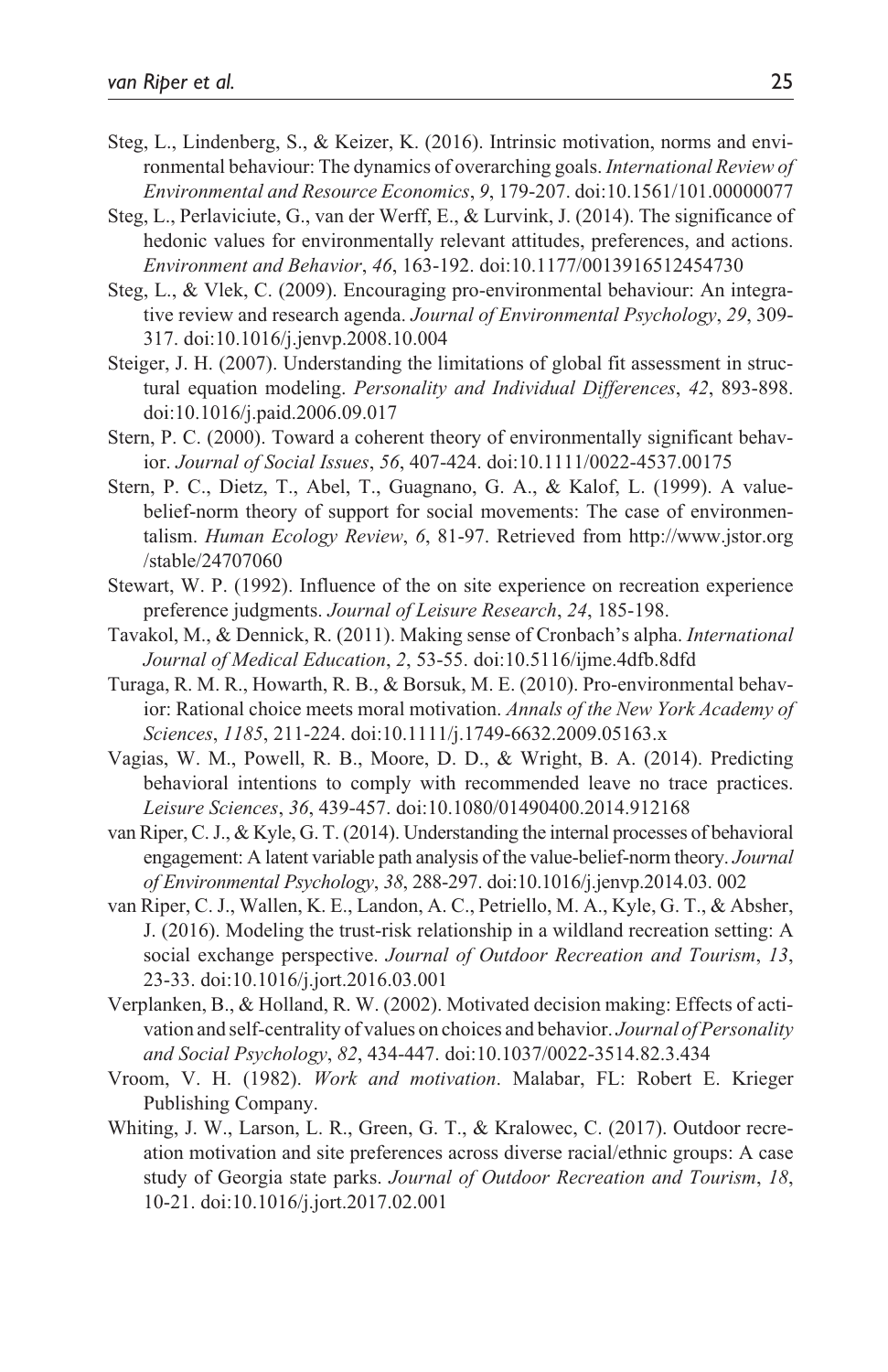Steg, L., Lindenberg, S., & Keizer, K. (2016). Intrinsic motivation, norms and environmental behaviour: The dynamics of overarching goals. *International Review of Environmental and Resource Economics*, *9*, 179-207. doi:10.1561/101.00000077

Steg, L., Perlaviciute, G., van der Werff, E., & Lurvink, J. (2014). The significance of hedonic values for environmentally relevant attitudes, preferences, and actions. *Environment and Behavior*, *46*, 163-192. doi:10.1177/0013916512454730

Steg, L., & Vlek, C. (2009). Encouraging pro-environmental behaviour: An integrative review and research agenda. *Journal of Environmental Psychology*, *29*, 309-317. doi:10.1016/j.jenvp.2008.10.004

Steiger, J. H. (2007). Understanding the limitations of global fit assessment in structural equation modeling. *Personality and Individual Differences*, *42*, 893-898. doi:10.1016/j.paid.2006.09.017

Stern, P. C. (2000). Toward a coherent theory of environmentally significant behavior. *Journal of Social Issues*, *56*, 407-424. doi:10.1111/0022-4537.00175

Stern, P. C., Dietz, T., Abel, T., Guagnano, G. A., & Kalof, L. (1999). A value-belief-norm theory of support for social movements: The case of environmentalism. *Human Ecology Review*, *6*, 81-97. Retrieved from http://www.jstor.org/stable/24707060

Stewart, W. P. (1992). Influence of the on site experience on recreation experience preference judgments. *Journal of Leisure Research*, *24*, 185-198.

Tavakol, M., & Dennick, R. (2011). Making sense of Cronbach's alpha. *International Journal of Medical Education*, *2*, 53-55. doi:10.5116/ijme.4dfb.8dfd

Turaga, R. M. R., Howarth, R. B., & Borsuk, M. E. (2010). Pro-environmental behavior: Rational choice meets moral motivation. *Annals of the New York Academy of Sciences*, *1185*, 211-224. doi:10.1111/j.1749-6632.2009.05163.x

Vagias, W. M., Powell, R. B., Moore, D. D., & Wright, B. A. (2014). Predicting behavioral intentions to comply with recommended leave no trace practices. *Leisure Sciences*, *36*, 439-457. doi:10.1080/01490400.2014.912168

van Riper, C. J., & Kyle, G. T. (2014). Understanding the internal processes of behavioral engagement: A latent variable path analysis of the value-belief-norm theory. *Journal of Environmental Psychology*, *38*, 288-297. doi:10.1016/j.jenvp.2014.03. 002

van Riper, C. J., Wallen, K. E., Landon, A. C., Petriello, M. A., Kyle, G. T., & Absher, J. (2016). Modeling the trust-risk relationship in a wildland recreation setting: A social exchange perspective. *Journal of Outdoor Recreation and Tourism*, *13*, 23-33. doi:10.1016/j.jort.2016.03.001

Verplanken, B., & Holland, R. W. (2002). Motivated decision making: Effects of activation and self-centrality of values on choices and behavior. *Journal of Personality and Social Psychology*, *82*, 434-447. doi:10.1037/0022-3514.82.3.434

Vroom, V. H. (1982). *Work and motivation*. Malabar, FL: Robert E. Krieger Publishing Company.

Whiting, J. W., Larson, L. R., Green, G. T., & Kralowec, C. (2017). Outdoor recreation motivation and site preferences across diverse racial/ethnic groups: A case study of Georgia state parks. *Journal of Outdoor Recreation and Tourism*, *18*, 10-21. doi:10.1016/j.jort.2017.02.001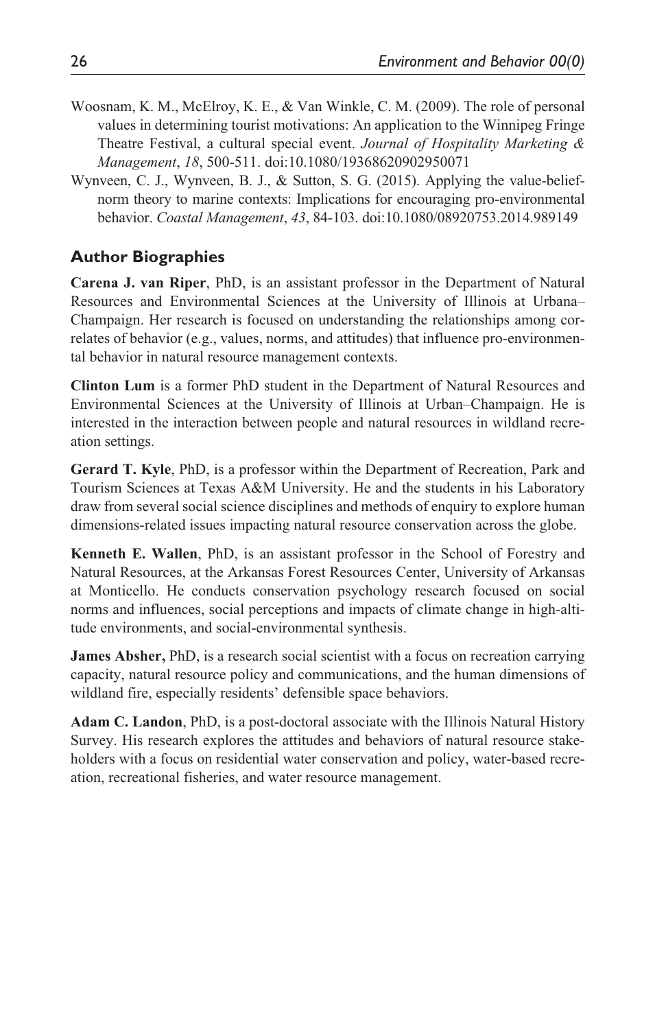Woosnam, K. M., McElroy, K. E., & Van Winkle, C. M. (2009). The role of personal values in determining tourist motivations: An application to the Winnipeg Fringe Theatre Festival, a cultural special event. *Journal of Hospitality Marketing & Management*, *18*, 500-511. doi:10.1080/19368620902950071

Wynveen, C. J., Wynveen, B. J., & Sutton, S. G. (2015). Applying the value-belief-norm theory to marine contexts: Implications for encouraging pro-environmental behavior. *Coastal Management*, *43*, 84-103. doi:10.1080/08920753.2014.989149

## Author Biographies

**Carena J. van Riper**, PhD, is an assistant professor in the Department of Natural Resources and Environmental Sciences at the University of Illinois at Urbana–Champaign. Her research is focused on understanding the relationships among correlates of behavior (e.g., values, norms, and attitudes) that influence pro-environmental behavior in natural resource management contexts.

**Clinton Lum** is a former PhD student in the Department of Natural Resources and Environmental Sciences at the University of Illinois at Urban–Champaign. He is interested in the interaction between people and natural resources in wildland recreation settings.

**Gerard T. Kyle**, PhD, is a professor within the Department of Recreation, Park and Tourism Sciences at Texas A&M University. He and the students in his Laboratory draw from several social science disciplines and methods of enquiry to explore human dimensions-related issues impacting natural resource conservation across the globe.

**Kenneth E. Wallen**, PhD, is an assistant professor in the School of Forestry and Natural Resources, at the Arkansas Forest Resources Center, University of Arkansas at Monticello. He conducts conservation psychology research focused on social norms and influences, social perceptions and impacts of climate change in high-altitude environments, and social-environmental synthesis.

**James Absher,** PhD, is a research social scientist with a focus on recreation carrying capacity, natural resource policy and communications, and the human dimensions of wildland fire, especially residents' defensible space behaviors.

**Adam C. Landon**, PhD, is a post-doctoral associate with the Illinois Natural History Survey. His research explores the attitudes and behaviors of natural resource stakeholders with a focus on residential water conservation and policy, water-based recreation, recreational fisheries, and water resource management.